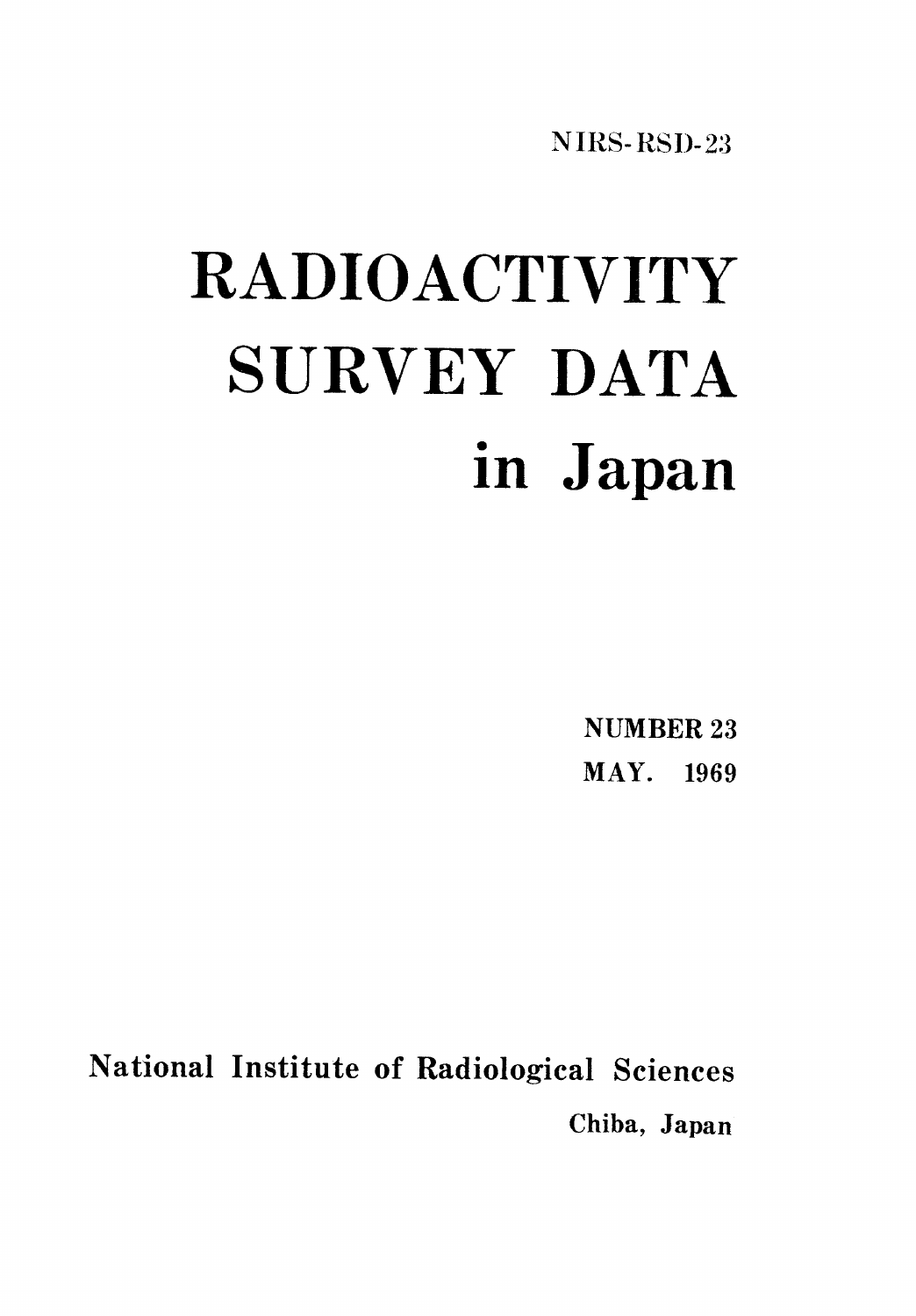NIRS-RSD-23

# RADIOACTIVITY SURVEY DATA in Japan

NUMBER 23

MAY. 1969

National Institute of Radiological Sciences

Chiba, Japan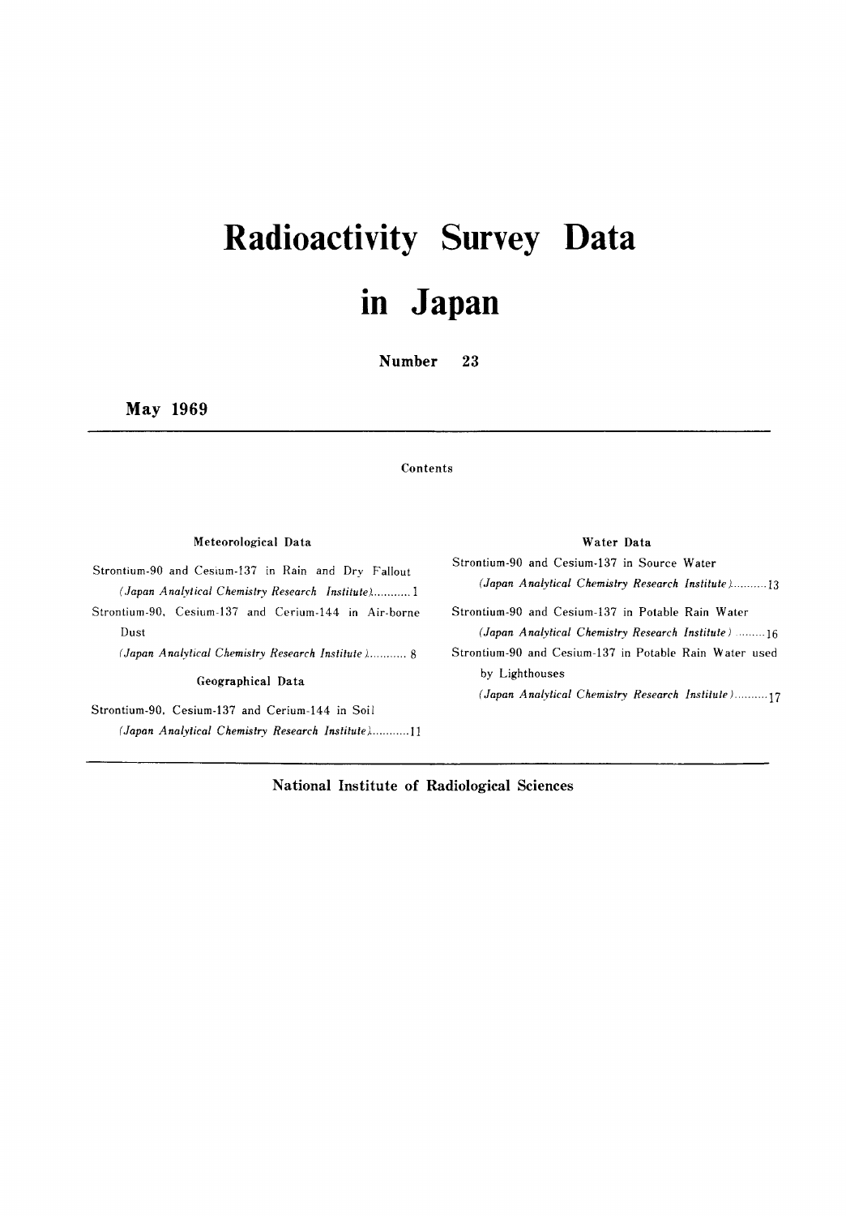# Radioactivity Survey Data in Japan

**Number 23**

**May 1969**

Contents

### Meteorological Data

Strontium-90 and Cesium-137 in Rain and Dry Fallout
*(Japan Analytical Chemistry Research Institute)*........... 1

Strontium-90, Cesium-137 and Cerium-144 in Air-borne Dust
*(Japan Analytical Chemistry Research Institute)*........... 8

### Geographical Data

Strontium-90, Cesium-137 and Cerium-144 in Soil
*(Japan Analytical Chemistry Research Institute)*...........11

### Water Data

Strontium-90 and Cesium-137 in Source Water
*(Japan Analytical Chemistry Research Institute)*...........13

Strontium-90 and Cesium-137 in Potable Rain Water
*(Japan Analytical Chemistry Research Institute)*.........16

Strontium-90 and Cesium-137 in Potable Rain Water used by Lighthouses
*(Japan Analytical Chemistry Research Institute)*..........17

**National Institute of Radiological Sciences**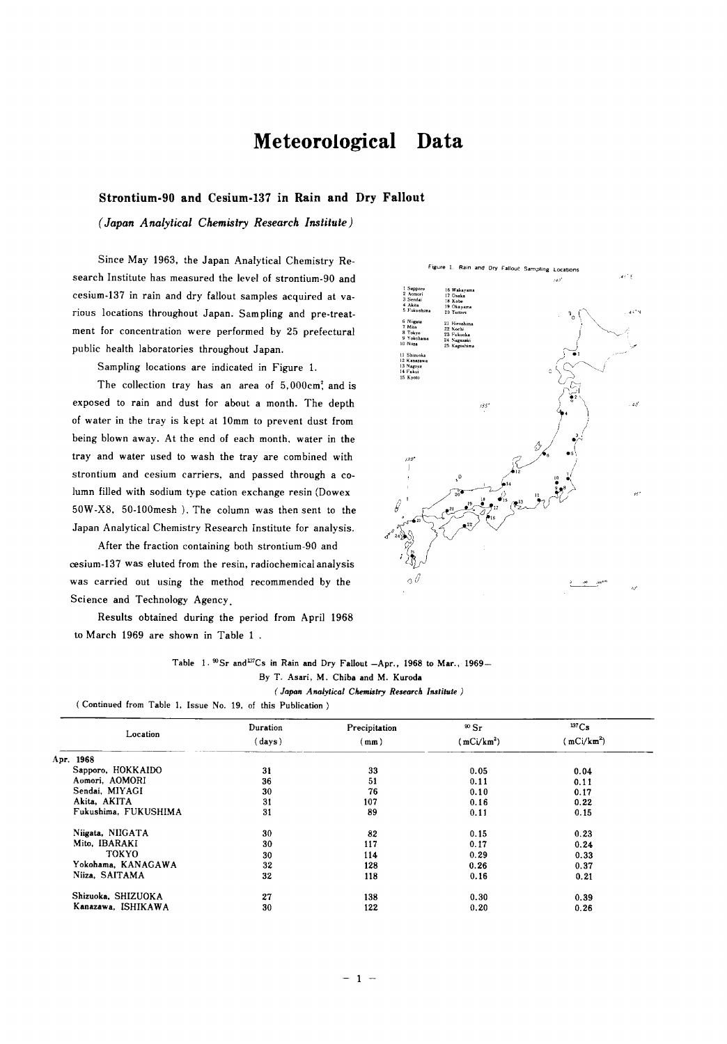# Meteorological Data

## Strontium-90 and Cesium-137 in Rain and Dry Fallout

*(Japan Analytical Chemistry Research Institute)*

Since May 1963, the Japan Analytical Chemistry Research Institute has measured the level of strontium-90 and cesium-137 in rain and dry fallout samples acquired at various locations throughout Japan. Sampling and pre-treatment for concentration were performed by 25 prefectural public health laboratories throughout Japan.

Sampling locations are indicated in Figure 1.

The collection tray has an area of 5,000cm$^2$, and is exposed to rain and dust for about a month. The depth of water in the tray is kept at 10mm to prevent dust from being blown away. At the end of each month, water in the tray and water used to wash the tray are combined with strontium and cesium carriers, and passed through a column filled with sodium type cation exchange resin (Dowex 50W-X8, 50-100mesh). The column was then sent to the Japan Analytical Chemistry Research Institute for analysis.

After the fraction containing both strontium-90 and cesium-137 was eluted from the resin, radiochemical analysis was carried out using the method recommended by the Science and Technology Agency.

Results obtained during the period from April 1968 to March 1969 are shown in Table 1.

Figure 1. Rain and Dry Fallout Sampling Locations

1 Sapporo, 2 Aomori, 3 Sendai, 4 Akita, 5 Fukushima, 6 Niigata, 7 Mito, 8 Tokyo, 9 Yokohama, 10 Niiza, 11 Shizuoka, 12 Kanazawa, 13 Nagoya, 14 Fukui, 15 Kyoto, 16 Wakayama, 17 Osaka, 18 Kobe, 19 Okayama, 20 Tottori, 21 Hiroshima, 22 Kochi, 23 Fukuoka, 24 Nagasaki, 25 Kagoshima

Table 1. $^{90}Sr$ and $^{137}Cs$ in Rain and Dry Fallout —Apr., 1968 to Mar., 1969—

By T. Asari, M. Chiba and M. Kuroda

*(Japan Analytical Chemistry Research Institute)*

(Continued from Table 1, Issue No. 19, of this Publication)

| Location | Duration (days) | Precipitation (mm) | $^{90}Sr$ (mCi/km$^2$) | $^{137}Cs$ (mCi/km$^2$) |
|---|---|---|---|---|
| **Apr. 1968** | | | | |
| Sapporo, HOKKAIDO | 31 | 33 | 0.05 | 0.04 |
| Aomori, AOMORI | 36 | 51 | 0.11 | 0.11 |
| Sendai, MIYAGI | 30 | 76 | 0.10 | 0.17 |
| Akita, AKITA | 31 | 107 | 0.16 | 0.22 |
| Fukushima, FUKUSHIMA | 31 | 89 | 0.11 | 0.15 |
| Niigata, NIIGATA | 30 | 82 | 0.15 | 0.23 |
| Mito, IBARAKI | 30 | 117 | 0.17 | 0.24 |
| TOKYO | 30 | 114 | 0.29 | 0.33 |
| Yokohama, KANAGAWA | 32 | 128 | 0.26 | 0.37 |
| Niiza, SAITAMA | 32 | 118 | 0.16 | 0.21 |
| Shizuoka, SHIZUOKA | 27 | 138 | 0.30 | 0.39 |
| Kanazawa, ISHIKAWA | 30 | 122 | 0.20 | 0.26 |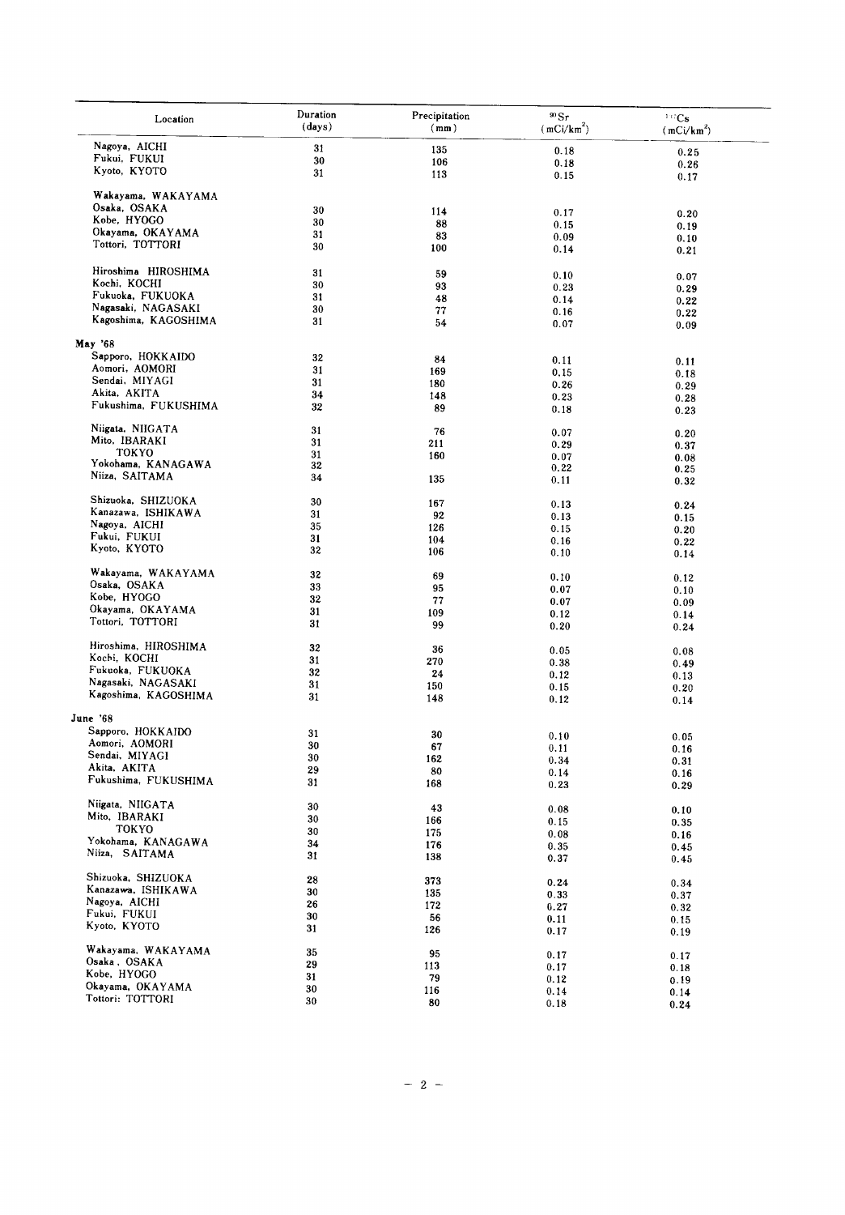| Location | Duration (days) | Precipitation (mm) | $^{90}Sr$ (mCi/km$^2$) | $^{137}Cs$ (mCi/km$^2$) |
|---|---|---|---|---|
| Nagoya, AICHI | 31 | 135 | 0.18 | 0.25 |
| Fukui, FUKUI | 30 | 106 | 0.18 | 0.26 |
| Kyoto, KYOTO | 31 | 113 | 0.15 | 0.17 |
| Wakayama, WAKAYAMA | | | | |
| Osaka, OSAKA | 30 | 114 | 0.17 | 0.20 |
| Kobe, HYOGO | 30 | 88 | 0.15 | 0.19 |
| Okayama, OKAYAMA | 31 | 83 | 0.09 | 0.10 |
| Tottori, TOTTORI | 30 | 100 | 0.14 | 0.21 |
| Hiroshima HIROSHIMA | 31 | 59 | 0.10 | 0.07 |
| Kochi, KOCHI | 30 | 93 | 0.23 | 0.29 |
| Fukuoka, FUKUOKA | 31 | 48 | 0.14 | 0.22 |
| Nagasaki, NAGASAKI | 30 | 77 | 0.16 | 0.22 |
| Kagoshima, KAGOSHIMA | 31 | 54 | 0.07 | 0.09 |
| **May '68** | | | | |
| Sapporo, HOKKAIDO | 32 | 84 | 0.11 | 0.11 |
| Aomori, AOMORI | 31 | 169 | 0.15 | 0.18 |
| Sendai, MIYAGI | 31 | 180 | 0.26 | 0.29 |
| Akita, AKITA | 34 | 148 | 0.23 | 0.28 |
| Fukushima, FUKUSHIMA | 32 | 89 | 0.18 | 0.23 |
| Niigata, NIIGATA | 31 | 76 | 0.07 | 0.20 |
| Mito, IBARAKI | 31 | 211 | 0.29 | 0.37 |
| TOKYO | 31 | 160 | 0.07 | 0.08 |
| Yokohama, KANAGAWA | 32 | | 0.22 | 0.25 |
| Niiza, SAITAMA | 34 | 135 | 0.11 | 0.32 |
| Shizuoka, SHIZUOKA | 30 | 167 | 0.13 | 0.24 |
| Kanazawa, ISHIKAWA | 31 | 92 | 0.13 | 0.15 |
| Nagoya, AICHI | 35 | 126 | 0.15 | 0.20 |
| Fukui, FUKUI | 31 | 104 | 0.16 | 0.22 |
| Kyoto, KYOTO | 32 | 106 | 0.10 | 0.14 |
| Wakayama, WAKAYAMA | 32 | 69 | 0.10 | 0.12 |
| Osaka, OSAKA | 33 | 95 | 0.07 | 0.10 |
| Kobe, HYOGO | 32 | 77 | 0.07 | 0.09 |
| Okayama, OKAYAMA | 31 | 109 | 0.12 | 0.14 |
| Tottori, TOTTORI | 31 | 99 | 0.20 | 0.24 |
| Hiroshima, HIROSHIMA | 32 | 36 | 0.05 | 0.08 |
| Kochi, KOCHI | 31 | 270 | 0.38 | 0.49 |
| Fukuoka, FUKUOKA | 32 | 24 | 0.12 | 0.13 |
| Nagasaki, NAGASAKI | 31 | 150 | 0.15 | 0.20 |
| Kagoshima, KAGOSHIMA | 31 | 148 | 0.12 | 0.14 |
| **June '68** | | | | |
| Sapporo, HOKKAIDO | 31 | 30 | 0.10 | 0.05 |
| Aomori, AOMORI | 30 | 67 | 0.11 | 0.16 |
| Sendai, MIYAGI | 30 | 162 | 0.34 | 0.31 |
| Akita, AKITA | 29 | 80 | 0.14 | 0.16 |
| Fukushima, FUKUSHIMA | 31 | 168 | 0.23 | 0.29 |
| Niigata, NIIGATA | 30 | 43 | 0.08 | 0.10 |
| Mito, IBARAKI | 30 | 166 | 0.15 | 0.35 |
| TOKYO | 30 | 175 | 0.08 | 0.16 |
| Yokohama, KANAGAWA | 34 | 176 | 0.35 | 0.45 |
| Niiza, SAITAMA | 31 | 138 | 0.37 | 0.45 |
| Shizuoka, SHIZUOKA | 28 | 373 | 0.24 | 0.34 |
| Kanazawa, ISHIKAWA | 30 | 135 | 0.33 | 0.37 |
| Nagoya, AICHI | 26 | 172 | 0.27 | 0.32 |
| Fukui, FUKUI | 30 | 56 | 0.11 | 0.15 |
| Kyoto, KYOTO | 31 | 126 | 0.17 | 0.19 |
| Wakayama, WAKAYAMA | 35 | 95 | 0.17 | 0.17 |
| Osaka, OSAKA | 29 | 113 | 0.17 | 0.18 |
| Kobe, HYOGO | 31 | 79 | 0.12 | 0.19 |
| Okayama, OKAYAMA | 30 | 116 | 0.14 | 0.14 |
| Tottori: TOTTORI | 30 | 80 | 0.18 | 0.24 |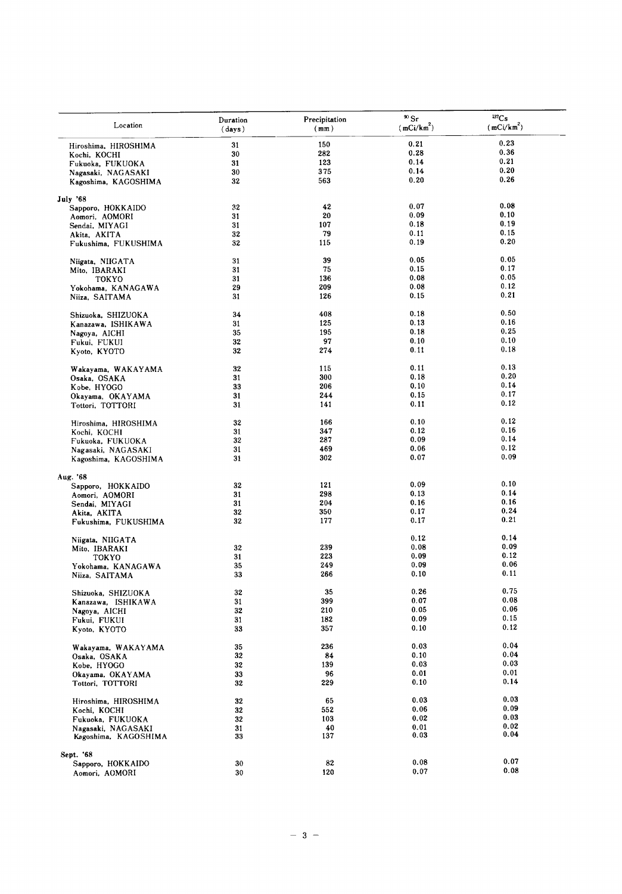| Location | Duration (days) | Precipitation (mm) | $^{90}Sr$ (mCi/km$^2$) | $^{137}Cs$ (mCi/km$^2$) |
|---|---|---|---|---|
| Hiroshima, HIROSHIMA | 31 | 150 | 0.21 | 0.23 |
| Kochi, KOCHI | 30 | 282 | 0.28 | 0.36 |
| Fukuoka, FUKUOKA | 31 | 123 | 0.14 | 0.21 |
| Nagasaki, NAGASAKI | 30 | 375 | 0.14 | 0.20 |
| Kagoshima, KAGOSHIMA | 32 | 563 | 0.20 | 0.26 |
| **July '68** | | | | |
| Sapporo, HOKKAIDO | 32 | 42 | 0.07 | 0.08 |
| Aomori, AOMORI | 31 | 20 | 0.09 | 0.10 |
| Sendai, MIYAGI | 31 | 107 | 0.18 | 0.19 |
| Akita, AKITA | 32 | 79 | 0.11 | 0.15 |
| Fukushima, FUKUSHIMA | 32 | 115 | 0.19 | 0.20 |
| Niigata, NIIGATA | 31 | 39 | 0.05 | 0.05 |
| Mito, IBARAKI | 31 | 75 | 0.15 | 0.17 |
| TOKYO | 31 | 136 | 0.08 | 0.05 |
| Yokohama, KANAGAWA | 29 | 209 | 0.08 | 0.12 |
| Niiza, SAITAMA | 31 | 126 | 0.15 | 0.21 |
| Shizuoka, SHIZUOKA | 34 | 408 | 0.18 | 0.50 |
| Kanazawa, ISHIKAWA | 31 | 125 | 0.13 | 0.16 |
| Nagoya, AICHI | 35 | 195 | 0.18 | 0.25 |
| Fukui, FUKUI | 32 | 97 | 0.10 | 0.10 |
| Kyoto, KYOTO | 32 | 274 | 0.11 | 0.18 |
| Wakayama, WAKAYAMA | 32 | 115 | 0.11 | 0.13 |
| Osaka, OSAKA | 31 | 300 | 0.18 | 0.20 |
| Kobe, HYOGO | 33 | 206 | 0.10 | 0.14 |
| Okayama, OKAYAMA | 31 | 244 | 0.15 | 0.17 |
| Tottori, TOTTORI | 31 | 141 | 0.11 | 0.12 |
| Hiroshima, HIROSHIMA | 32 | 166 | 0.10 | 0.12 |
| Kochi, KOCHI | 31 | 347 | 0.12 | 0.16 |
| Fukuoka, FUKUOKA | 32 | 287 | 0.09 | 0.14 |
| Nagasaki, NAGASAKI | 31 | 469 | 0.06 | 0.12 |
| Kagoshima, KAGOSHIMA | 31 | 302 | 0.07 | 0.09 |
| **Aug. '68** | | | | |
| Sapporo, HOKKAIDO | 32 | 121 | 0.09 | 0.10 |
| Aomori, AOMORI | 31 | 298 | 0.13 | 0.14 |
| Sendai, MIYAGI | 31 | 204 | 0.16 | 0.16 |
| Akita, AKITA | 32 | 350 | 0.17 | 0.24 |
| Fukushima, FUKUSHIMA | 32 | 177 | 0.17 | 0.21 |
| Niigata, NIIGATA | | | 0.12 | 0.14 |
| Mito, IBARAKI | 32 | 239 | 0.08 | 0.09 |
| TOKYO | 31 | 223 | 0.09 | 0.12 |
| Yokohama, KANAGAWA | 35 | 249 | 0.09 | 0.06 |
| Niiza, SAITAMA | 33 | 266 | 0.10 | 0.11 |
| Shizuoka, SHIZUOKA | 32 | 35 | 0.26 | 0.75 |
| Kanazawa, ISHIKAWA | 31 | 399 | 0.07 | 0.08 |
| Nagoya, AICHI | 32 | 210 | 0.05 | 0.06 |
| Fukui, FUKUI | 31 | 182 | 0.09 | 0.15 |
| Kyoto, KYOTO | 33 | 357 | 0.10 | 0.12 |
| Wakayama, WAKAYAMA | 35 | 236 | 0.03 | 0.04 |
| Osaka, OSAKA | 32 | 84 | 0.10 | 0.04 |
| Kobe, HYOGO | 32 | 139 | 0.03 | 0.03 |
| Okayama, OKAYAMA | 33 | 96 | 0.01 | 0.01 |
| Tottori, TOTTORI | 32 | 229 | 0.10 | 0.14 |
| Hiroshima, HIROSHIMA | 32 | 65 | 0.03 | 0.03 |
| Kochi, KOCHI | 32 | 552 | 0.06 | 0.09 |
| Fukuoka, FUKUOKA | 32 | 103 | 0.02 | 0.03 |
| Nagasaki, NAGASAKI | 31 | 40 | 0.01 | 0.02 |
| Kagoshima, KAGOSHIMA | 33 | 137 | 0.03 | 0.04 |
| **Sept. '68** | | | | |
| Sapporo, HOKKAIDO | 30 | 82 | 0.08 | 0.07 |
| Aomori, AOMORI | 30 | 120 | 0.07 | 0.08 |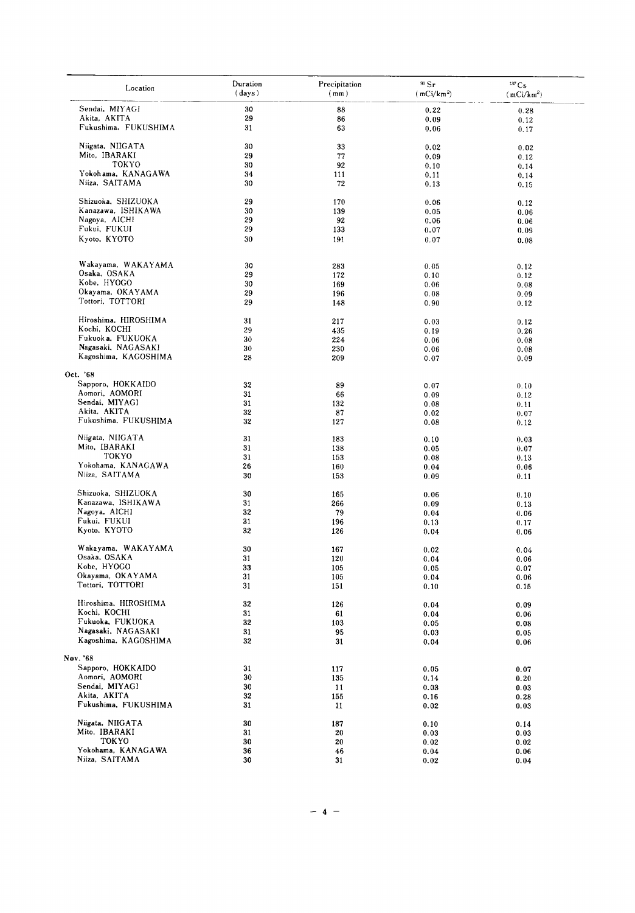| Location | Duration (days) | Precipitation (mm) | $^{90}Sr$ (mCi/km$^2$) | $^{137}Cs$ (mCi/km$^2$) |
|---|---|---|---|---|
| Sendai, MIYAGI | 30 | 88 | 0.22 | 0.28 |
| Akita, AKITA | 29 | 86 | 0.09 | 0.12 |
| Fukushima, FUKUSHIMA | 31 | 63 | 0.06 | 0.17 |
| Niigata, NIIGATA | 30 | 33 | 0.02 | 0.02 |
| Mito, IBARAKI | 29 | 77 | 0.09 | 0.12 |
| TOKYO | 30 | 92 | 0.10 | 0.14 |
| Yokohama, KANAGAWA | 34 | 111 | 0.11 | 0.14 |
| Niiza, SAITAMA | 30 | 72 | 0.13 | 0.15 |
| Shizuoka, SHIZUOKA | 29 | 170 | 0.06 | 0.12 |
| Kanazawa, ISHIKAWA | 30 | 139 | 0.05 | 0.06 |
| Nagoya, AICHI | 29 | 92 | 0.06 | 0.06 |
| Fukui, FUKUI | 29 | 133 | 0.07 | 0.09 |
| Kyoto, KYOTO | 30 | 191 | 0.07 | 0.08 |
| Wakayama, WAKAYAMA | 30 | 283 | 0.05 | 0.12 |
| Osaka, OSAKA | 29 | 172 | 0.10 | 0.12 |
| Kobe, HYOGO | 30 | 169 | 0.06 | 0.08 |
| Okayama, OKAYAMA | 29 | 196 | 0.08 | 0.09 |
| Tottori, TOTTORI | 29 | 148 | 0.90 | 0.12 |
| Hiroshima, HIROSHIMA | 31 | 217 | 0.03 | 0.12 |
| Kochi, KOCHI | 29 | 435 | 0.19 | 0.26 |
| Fukuoka, FUKUOKA | 30 | 224 | 0.06 | 0.08 |
| Nagasaki, NAGASAKI | 30 | 230 | 0.06 | 0.08 |
| Kagoshima, KAGOSHIMA | 28 | 209 | 0.07 | 0.09 |
| **Oct. '68** | | | | |
| Sapporo, HOKKAIDO | 32 | 89 | 0.07 | 0.10 |
| Aomori, AOMORI | 31 | 66 | 0.09 | 0.12 |
| Sendai, MIYAGI | 31 | 132 | 0.08 | 0.11 |
| Akita, AKITA | 32 | 87 | 0.02 | 0.07 |
| Fukushima, FUKUSHIMA | 32 | 127 | 0.08 | 0.12 |
| Niigata, NIIGATA | 31 | 183 | 0.10 | 0.03 |
| Mito, IBARAKI | 31 | 138 | 0.05 | 0.07 |
| TOKYO | 31 | 153 | 0.08 | 0.13 |
| Yokohama, KANAGAWA | 26 | 160 | 0.04 | 0.06 |
| Niiza, SAITAMA | 30 | 153 | 0.09 | 0.11 |
| Shizuoka, SHIZUOKA | 30 | 165 | 0.06 | 0.10 |
| Kanazawa, ISHIKAWA | 31 | 266 | 0.09 | 0.13 |
| Nagoya, AICHI | 32 | 79 | 0.04 | 0.06 |
| Fukui, FUKUI | 31 | 196 | 0.13 | 0.17 |
| Kyoto, KYOTO | 32 | 126 | 0.04 | 0.06 |
| Wakayama, WAKAYAMA | 30 | 167 | 0.02 | 0.04 |
| Osaka, OSAKA | 31 | 120 | 0.04 | 0.06 |
| Kobe, HYOGO | 33 | 105 | 0.05 | 0.07 |
| Okayama, OKAYAMA | 31 | 105 | 0.04 | 0.06 |
| Tottori, TOTTORI | 31 | 151 | 0.10 | 0.15 |
| Hiroshima, HIROSHIMA | 32 | 126 | 0.04 | 0.09 |
| Kochi, KOCHI | 31 | 61 | 0.04 | 0.06 |
| Fukuoka, FUKUOKA | 32 | 103 | 0.05 | 0.08 |
| Nagasaki, NAGASAKI | 31 | 95 | 0.03 | 0.05 |
| Kagoshima, KAGOSHIMA | 32 | 31 | 0.04 | 0.06 |
| **Nov. '68** | | | | |
| Sapporo, HOKKAIDO | 31 | 117 | 0.05 | 0.07 |
| Aomori, AOMORI | 30 | 135 | 0.14 | 0.20 |
| Sendai, MIYAGI | 30 | 11 | 0.03 | 0.03 |
| Akita, AKITA | 32 | 155 | 0.16 | 0.28 |
| Fukushima, FUKUSHIMA | 31 | 11 | 0.02 | 0.03 |
| Niigata, NIIGATA | 30 | 187 | 0.10 | 0.14 |
| Mito, IBARAKI | 31 | 20 | 0.03 | 0.03 |
| TOKYO | 30 | 20 | 0.02 | 0.02 |
| Yokohama, KANAGAWA | 36 | 46 | 0.04 | 0.06 |
| Niiza, SAITAMA | 30 | 31 | 0.02 | 0.04 |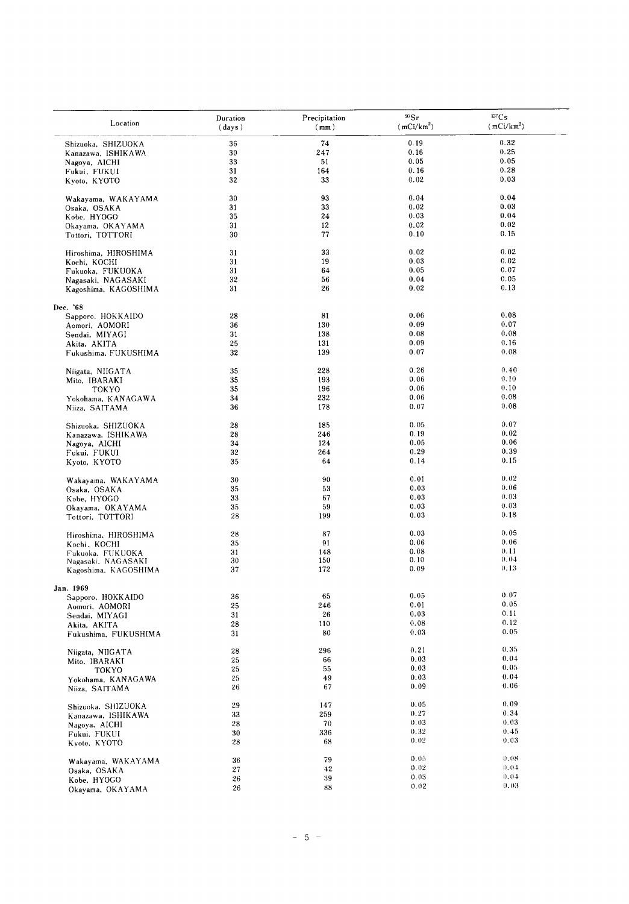| Location | Duration (days) | Precipitation (mm) | $^{90}Sr$ ($mCi/km^2$) | $^{137}Cs$ ($mCi/km^2$) |
|---|---|---|---|---|
| Shizuoka, SHIZUOKA | 36 | 74 | 0.19 | 0.32 |
| Kanazawa, ISHIKAWA | 30 | 247 | 0.16 | 0.25 |
| Nagoya, AICHI | 33 | 51 | 0.05 | 0.05 |
| Fukui, FUKUI | 31 | 164 | 0.16 | 0.28 |
| Kyoto, KYOTO | 32 | 33 | 0.02 | 0.03 |
| Wakayama, WAKAYAMA | 30 | 93 | 0.04 | 0.04 |
| Osaka, OSAKA | 31 | 33 | 0.02 | 0.03 |
| Kobe, HYOGO | 35 | 24 | 0.03 | 0.04 |
| Okayama, OKAYAMA | 31 | 12 | 0.02 | 0.02 |
| Tottori, TOTTORI | 30 | 77 | 0.10 | 0.15 |
| Hiroshima, HIROSHIMA | 31 | 33 | 0.02 | 0.02 |
| Kochi, KOCHI | 31 | 19 | 0.03 | 0.02 |
| Fukuoka, FUKUOKA | 31 | 64 | 0.05 | 0.07 |
| Nagasaki, NAGASAKI | 32 | 56 | 0.04 | 0.05 |
| Kagoshima, KAGOSHIMA | 31 | 26 | 0.02 | 0.13 |
| **Dec. '68** | | | | |
| Sapporo, HOKKAIDO | 28 | 81 | 0.06 | 0.08 |
| Aomori, AOMORI | 36 | 130 | 0.09 | 0.07 |
| Sendai, MIYAGI | 31 | 138 | 0.08 | 0.08 |
| Akita, AKITA | 25 | 131 | 0.09 | 0.16 |
| Fukushima, FUKUSHIMA | 32 | 139 | 0.07 | 0.08 |
| Niigata, NIIGATA | 35 | 228 | 0.26 | 0.40 |
| Mito, IBARAKI | 35 | 193 | 0.06 | 0.10 |
| TOKYO | 35 | 196 | 0.06 | 0.10 |
| Yokohama, KANAGAWA | 34 | 232 | 0.06 | 0.08 |
| Niiza, SAITAMA | 36 | 178 | 0.07 | 0.08 |
| Shizuoka, SHIZUOKA | 28 | 185 | 0.05 | 0.07 |
| Kanazawa, ISHIKAWA | 28 | 246 | 0.19 | 0.02 |
| Nagoya, AICHI | 34 | 124 | 0.05 | 0.06 |
| Fukui, FUKUI | 32 | 264 | 0.29 | 0.39 |
| Kyoto, KYOTO | 35 | 64 | 0.14 | 0.15 |
| Wakayama, WAKAYAMA | 30 | 90 | 0.01 | 0.02 |
| Osaka, OSAKA | 35 | 53 | 0.03 | 0.06 |
| Kobe, HYOGO | 33 | 67 | 0.03 | 0.03 |
| Okayama, OKAYAMA | 35 | 59 | 0.03 | 0.03 |
| Tottori, TOTTORI | 28 | 199 | 0.03 | 0.18 |
| Hiroshima, HIROSHIMA | 28 | 87 | 0.03 | 0.05 |
| Kochi, KOCHI | 35 | 91 | 0.06 | 0.06 |
| Fukuoka, FUKUOKA | 31 | 148 | 0.08 | 0.11 |
| Nagasaki, NAGASAKI | 30 | 150 | 0.10 | 0.04 |
| Kagoshima, KAGOSHIMA | 37 | 172 | 0.09 | 0.13 |
| **Jan. 1969** | | | | |
| Sapporo, HOKKAIDO | 36 | 65 | 0.05 | 0.07 |
| Aomori, AOMORI | 25 | 246 | 0.01 | 0.05 |
| Sendai, MIYAGI | 31 | 26 | 0.03 | 0.11 |
| Akita, AKITA | 28 | 110 | 0.08 | 0.12 |
| Fukushima, FUKUSHIMA | 31 | 80 | 0.03 | 0.05 |
| Niigata, NIIGATA | 28 | 296 | 0.21 | 0.35 |
| Mito, IBARAKI | 25 | 66 | 0.03 | 0.04 |
| TOKYO | 25 | 55 | 0.03 | 0.05 |
| Yokohama, KANAGAWA | 25 | 49 | 0.03 | 0.04 |
| Niiza, SAITAMA | 26 | 67 | 0.09 | 0.06 |
| Shizuoka, SHIZUOKA | 29 | 147 | 0.05 | 0.09 |
| Kanazawa, ISHIKAWA | 33 | 259 | 0.27 | 0.34 |
| Nagoya, AICHI | 28 | 70 | 0.03 | 0.03 |
| Fukui, FUKUI | 30 | 336 | 0.32 | 0.45 |
| Kyoto, KYOTO | 28 | 68 | 0.02 | 0.03 |
| Wakayama, WAKAYAMA | 36 | 79 | 0.05 | 0.08 |
| Osaka, OSAKA | 27 | 42 | 0.02 | 0.04 |
| Kobe, HYOGO | 26 | 39 | 0.03 | 0.04 |
| Okayama, OKAYAMA | 26 | 88 | 0.02 | 0.03 |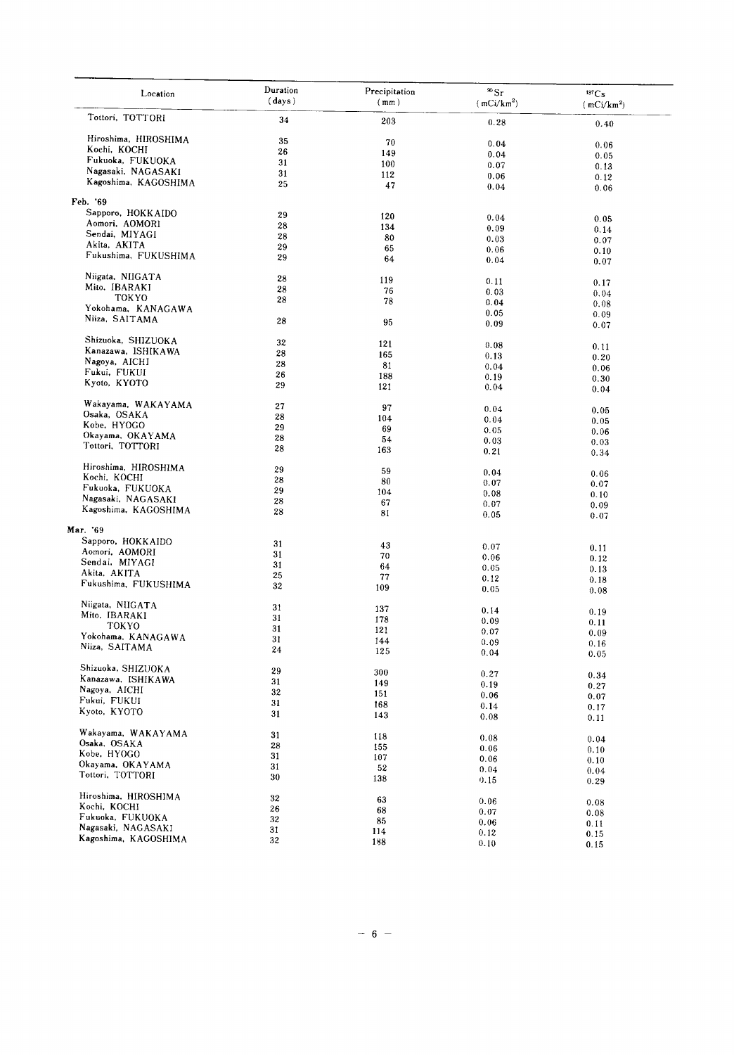| Location | Duration (days) | Precipitation (mm) | $^{90}Sr$ (mCi/km$^2$) | $^{137}Cs$ (mCi/km$^2$) |
|---|---|---|---|---|
| Tottori, TOTTORI | 34 | 203 | 0.28 | 0.40 |
| Hiroshima, HIROSHIMA | 35 | 70 | 0.04 | 0.06 |
| Kochi, KOCHI | 26 | 149 | 0.04 | 0.05 |
| Fukuoka, FUKUOKA | 31 | 100 | 0.07 | 0.13 |
| Nagasaki, NAGASAKI | 31 | 112 | 0.06 | 0.12 |
| Kagoshima, KAGOSHIMA | 25 | 47 | 0.04 | 0.06 |
| **Feb. '69** | | | | |
| Sapporo, HOKKAIDO | 29 | 120 | 0.04 | 0.05 |
| Aomori, AOMORI | 28 | 134 | 0.09 | 0.14 |
| Sendai, MIYAGI | 28 | 80 | 0.03 | 0.07 |
| Akita, AKITA | 29 | 65 | 0.06 | 0.10 |
| Fukushima, FUKUSHIMA | 29 | 64 | 0.04 | 0.07 |
| Niigata, NIIGATA | 28 | 119 | 0.11 | 0.17 |
| Mito, IBARAKI | 28 | 76 | 0.03 | 0.04 |
| TOKYO | 28 | 78 | 0.04 | 0.08 |
| Yokohama, KANAGAWA | | | 0.05 | 0.09 |
| Niiza, SAITAMA | 28 | 95 | 0.09 | 0.07 |
| Shizuoka, SHIZUOKA | 32 | 121 | 0.08 | 0.11 |
| Kanazawa, ISHIKAWA | 28 | 165 | 0.13 | 0.20 |
| Nagoya, AICHI | 28 | 81 | 0.04 | 0.06 |
| Fukui, FUKUI | 26 | 188 | 0.19 | 0.30 |
| Kyoto, KYOTO | 29 | 121 | 0.04 | 0.04 |
| Wakayama, WAKAYAMA | 27 | 97 | 0.04 | 0.05 |
| Osaka, OSAKA | 28 | 104 | 0.04 | 0.05 |
| Kobe, HYOGO | 29 | 69 | 0.05 | 0.06 |
| Okayama, OKAYAMA | 28 | 54 | 0.03 | 0.03 |
| Tottori, TOTTORI | 28 | 163 | 0.21 | 0.34 |
| Hiroshima, HIROSHIMA | 29 | 59 | 0.04 | 0.06 |
| Kochi, KOCHI | 28 | 80 | 0.07 | 0.07 |
| Fukuoka, FUKUOKA | 29 | 104 | 0.08 | 0.10 |
| Nagasaki, NAGASAKI | 28 | 67 | 0.07 | 0.09 |
| Kagoshima, KAGOSHIMA | 28 | 81 | 0.05 | 0.07 |
| **Mar. '69** | | | | |
| Sapporo, HOKKAIDO | 31 | 43 | 0.07 | 0.11 |
| Aomori, AOMORI | 31 | 70 | 0.06 | 0.12 |
| Sendai, MIYAGI | 31 | 64 | 0.05 | 0.13 |
| Akita, AKITA | 25 | 77 | 0.12 | 0.18 |
| Fukushima, FUKUSHIMA | 32 | 109 | 0.05 | 0.08 |
| Niigata, NIIGATA | 31 | 137 | 0.14 | 0.19 |
| Mito, IBARAKI | 31 | 178 | 0.09 | 0.11 |
| TOKYO | 31 | 121 | 0.07 | 0.09 |
| Yokohama, KANAGAWA | 31 | 144 | 0.09 | 0.16 |
| Niiza, SAITAMA | 24 | 125 | 0.04 | 0.05 |
| Shizuoka, SHIZUOKA | 29 | 300 | 0.27 | 0.34 |
| Kanazawa, ISHIKAWA | 31 | 149 | 0.19 | 0.27 |
| Nagoya, AICHI | 32 | 151 | 0.06 | 0.07 |
| Fukui, FUKUI | 31 | 168 | 0.14 | 0.17 |
| Kyoto, KYOTO | 31 | 143 | 0.08 | 0.11 |
| Wakayama, WAKAYAMA | 31 | 118 | 0.08 | 0.04 |
| Osaka, OSAKA | 28 | 155 | 0.06 | 0.10 |
| Kobe, HYOGO | 31 | 107 | 0.06 | 0.10 |
| Okayama, OKAYAMA | 31 | 52 | 0.04 | 0.04 |
| Tottori, TOTTORI | 30 | 138 | 0.15 | 0.29 |
| Hiroshima, HIROSHIMA | 32 | 63 | 0.06 | 0.08 |
| Kochi, KOCHI | 26 | 68 | 0.07 | 0.08 |
| Fukuoka, FUKUOKA | 32 | 85 | 0.06 | 0.11 |
| Nagasaki, NAGASAKI | 31 | 114 | 0.12 | 0.15 |
| Kagoshima, KAGOSHIMA | 32 | 188 | 0.10 | 0.15 |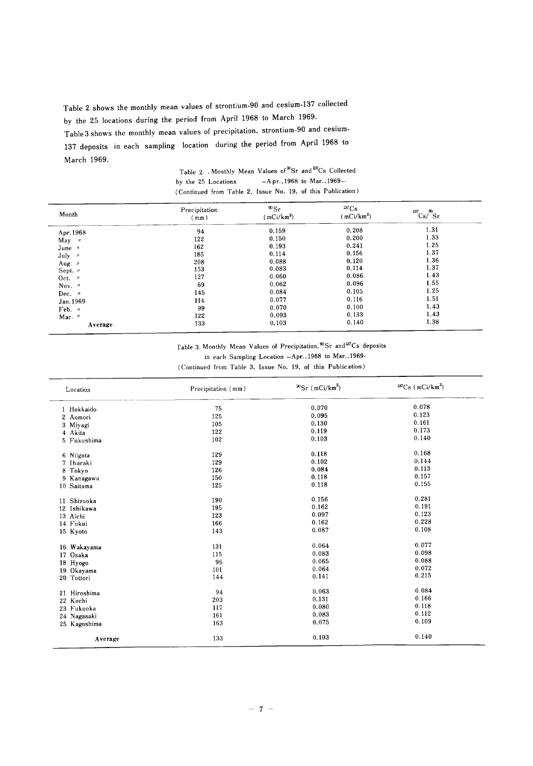Table 2 shows the monthly mean values of strontium-90 and cesium-137 collected by the 25 locations during the period from April 1968 to March 1969.

Table 3 shows the monthly mean values of precipitation, strontium-90 and cesium-137 deposits in each sampling location during the period from April 1968 to March 1969.

Table 2 . Monthly Mean Values of $^{90}Sr$ and $^{137}Cs$ Collected by the 25 Locations —Apr.,1968 to Mar.,1969—
(Continued from Table 2, Issue No. 19, of this Publication)

| Month | Precipitation (mm) | $^{90}Sr$ ($mCi/km^2$) | $^{137}Cs$ ($mCi/km^2$) | $^{137}Cs/^{90}Sr$ |
|---|---|---|---|---|
| Apr. 1968 | 94 | 0.159 | 0.208 | 1.31 |
| May 〃 | 122 | 0.150 | 0.200 | 1.33 |
| June 〃 | 162 | 0.193 | 0.241 | 1.25 |
| July 〃 | 185 | 0.114 | 0.156 | 1.37 |
| Aug. 〃 | 208 | 0.088 | 0.120 | 1.36 |
| Sept. 〃 | 153 | 0.083 | 0.114 | 1.37 |
| Oct. 〃 | 127 | 0.060 | 0.086 | 1.43 |
| Nov. 〃 | 69 | 0.062 | 0.096 | 1.55 |
| Dec. 〃 | 145 | 0.084 | 0.105 | 1.25 |
| Jan. 1969 | 114 | 0.077 | 0.116 | 1.51 |
| Feb. 〃 | 99 | 0.070 | 0.100 | 1.43 |
| Mar. 〃 | 122 | 0.093 | 0.133 | 1.43 |
| Average | 133 | 0.103 | 0.140 | 1.38 |

Table 3. Monthly Mean Values of Precipitation, $^{90}Sr$ and $^{137}Cs$ deposits in each Sampling Location —Apr., 1968 to Mar., 1969-
(Continued from Table 3, Issue No. 19, of this Publication)

| Location | Precipitation (mm) | $^{90}Sr$ ($mCi/km^2$) | $^{137}Cs$ ($mCi/km^2$) |
|---|---|---|---|
| 1 Hokkaido | 75 | 0.070 | 0.078 |
| 2 Aomori | 125 | 0.095 | 0.123 |
| 3 Miyagi | 105 | 0.130 | 0.161 |
| 4 Akita | 122 | 0.119 | 0.173 |
| 5 Fukushima | 102 | 0.103 | 0.140 |
| 6 Niigata | 129 | 0.118 | 0.168 |
| 7 Ibaraki | 129 | 0.102 | 0.144 |
| 8 Tokyo | 126 | 0.084 | 0.113 |
| 9 Kanagawa | 150 | 0.118 | 0.157 |
| 10 Saitama | 125 | 0.118 | 0.155 |
| 11 Shizuoka | 190 | 0.156 | 0.281 |
| 12 Ishikawa | 195 | 0.162 | 0.191 |
| 13 Aichi | 123 | 0.097 | 0.123 |
| 14 Fukui | 166 | 0.162 | 0.228 |
| 15 Kyoto | 143 | 0.087 | 0.108 |
| 16 Wakayama | 131 | 0.064 | 0.077 |
| 17 Osaka | 115 | 0.083 | 0.098 |
| 18 Hyogo | 96 | 0.065 | 0.088 |
| 19 Okayama | 101 | 0.064 | 0.072 |
| 20 Tottori | 144 | 0.141 | 0.215 |
| 21 Hiroshima | 94 | 0.063 | 0.084 |
| 22 Kochi | 203 | 0.131 | 0.166 |
| 23 Fukuoka | 117 | 0.080 | 0.118 |
| 24 Nagasaki | 161 | 0.083 | 0.112 |
| 25 Kagoshima | 163 | 0.075 | 0.109 |
| Average | 133 | 0.103 | 0.140 |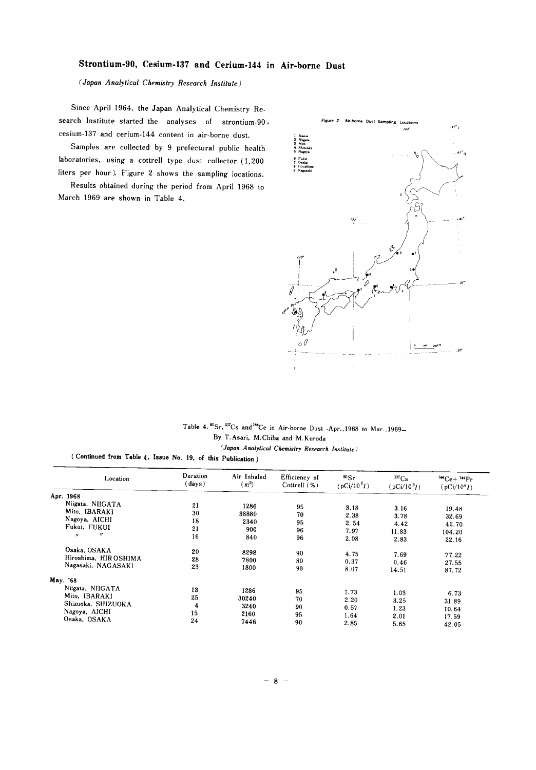## Strontium-90, Cesium-137 and Cerium-144 in Air-borne Dust

*(Japan Analytical Chemistry Research Institute)*

Since April 1964, the Japan Analytical Chemistry Research Institute started the analyses of strontium-90, cesium-137 and cerium-144 content in air-borne dust.

Samples are collected by 9 prefectural public health laboratories, using a cottrell type dust collector (1,200 liters per hour). Figure 2 shows the sampling locations.

Results obtained during the period from April 1968 to March 1969 are shown in Table 4.

Figure 2 Air-borne Dust Sampling Locations

1 Namie
2 Niigata
3 Mito
4 Shizuoka
5 Nagoya
6 Fukui
7 Osaka
8 Hiroshima
9 Nagasaki

Table 4. $^{90}$Sr, $^{137}$Cs and $^{144}$Ce in Air-borne Dust -Apr., 1968 to Mar., 1969–

By T. Asari, M. Chiba and M. Kuroda

*(Japan Analytical Chemistry Research Institute)*

**(Continued from Table 4, Issue No. 19, of this Publication)**

| Location | Duration (days) | Air Inhaled ($m^3$) | Efficiency of Cottrell (%) | $^{90}$Sr ($pCi/10^6 l$) | $^{137}$Cs ($pCi/10^6 l$) | $^{144}$Ce+ $^{144}$Pr ($pCi/10^6 l$) |
|---|---|---|---|---|---|---|
| **Apr. 1968** | | | | | | |
| Niigata, NIIGATA | 21 | 1286 | 95 | 3.18 | 3.16 | 19.48 |
| Mito, IBARAKI | 30 | 38880 | 70 | 2.38 | 3.78 | 32.69 |
| Nagoya, AICHI | 18 | 2340 | 95 | 2.54 | 4.42 | 42.70 |
| Fukui, FUKUI | 21 | 900 | 96 | 7.97 | 11.83 | 104.20 |
| 〃 〃 | 16 | 840 | 96 | 2.08 | 2.83 | 22.16 |
| Osaka, OSAKA | 20 | 8298 | 90 | 4.75 | 7.69 | 77.22 |
| Hiroshima, HIROSHIMA | 28 | 7800 | 80 | 0.37 | 0.46 | 27.55 |
| Nagasaki, NAGASAKI | 23 | 1800 | 90 | 8.07 | 14.51 | 87.72 |
| **May, '68** | | | | | | |
| Niigata, NIIGATA | 13 | 1286 | 95 | 1.73 | 1.03 | 6.73 |
| Mito, IBARAKI | 25 | 30240 | 70 | 2.20 | 3.25 | 31.89 |
| Shizuoka, SHIZUOKA | 4 | 3240 | 90 | 0.57 | 1.23 | 10.64 |
| Nagoya, AICHI | 15 | 2160 | 95 | 1.64 | 2.01 | 17.59 |
| Osaka, OSAKA | 24 | 7446 | 90 | 2.85 | 5.65 | 42.05 |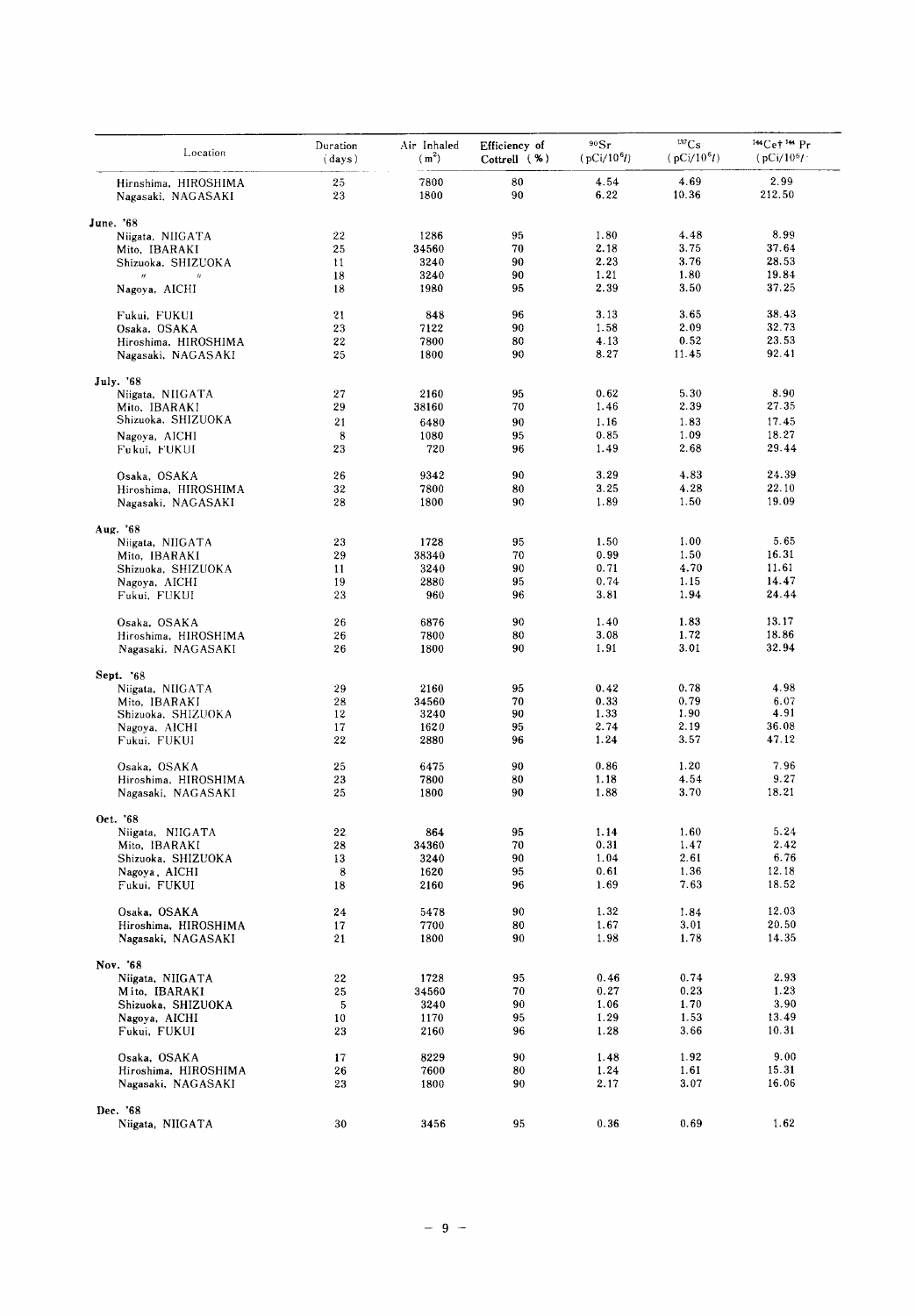| Location | Duration (days) | Air Inhaled ($m^3$) | Efficiency of Cottrell (%) | $^{90}Sr$ ($pCi/10^6 l$) | $^{137}Cs$ ($pCi/10^6 l$) | $^{144}Ce+^{144}Pr$ ($pCi/10^6 l$) |
|---|---|---|---|---|---|---|
| Hirnshima, HIROSHIMA | 25 | 7800 | 80 | 4.54 | 4.69 | 2.99 |
| Nagasaki, NAGASAKI | 23 | 1800 | 90 | 6.22 | 10.36 | 212.50 |
| **June. '68** | | | | | | |
| Niigata, NIIGATA | 22 | 1286 | 95 | 1.80 | 4.48 | 8.99 |
| Mito, IBARAKI | 25 | 34560 | 70 | 2.18 | 3.75 | 37.64 |
| Shizuoka, SHIZUOKA | 11 | 3240 | 90 | 2.23 | 3.76 | 28.53 |
| 〃 〃 | 18 | 3240 | 90 | 1.21 | 1.80 | 19.84 |
| Nagoya, AICHI | 18 | 1980 | 95 | 2.39 | 3.50 | 37.25 |
| Fukui, FUKUI | 21 | 848 | 96 | 3.13 | 3.65 | 38.43 |
| Osaka, OSAKA | 23 | 7122 | 90 | 1.58 | 2.09 | 32.73 |
| Hiroshima, HIROSHIMA | 22 | 7800 | 80 | 4.13 | 0.52 | 23.53 |
| Nagasaki, NAGASAKI | 25 | 1800 | 90 | 8.27 | 11.45 | 92.41 |
| **July. '68** | | | | | | |
| Niigata, NIIGATA | 27 | 2160 | 95 | 0.62 | 5.30 | 8.90 |
| Mito, IBARAKI | 29 | 38160 | 70 | 1.46 | 2.39 | 27.35 |
| Shizuoka, SHIZUOKA | 21 | 6480 | 90 | 1.16 | 1.83 | 17.45 |
| Nagoya, AICHI | 8 | 1080 | 95 | 0.85 | 1.09 | 18.27 |
| Fukui, FUKUI | 23 | 720 | 96 | 1.49 | 2.68 | 29.44 |
| Osaka, OSAKA | 26 | 9342 | 90 | 3.29 | 4.83 | 24.39 |
| Hiroshima, HIROSHIMA | 32 | 7800 | 80 | 3.25 | 4.28 | 22.10 |
| Nagasaki, NAGASAKI | 28 | 1800 | 90 | 1.89 | 1.50 | 19.09 |
| **Aug. '68** | | | | | | |
| Niigata, NIIGATA | 23 | 1728 | 95 | 1.50 | 1.00 | 5.65 |
| Mito, IBARAKI | 29 | 38340 | 70 | 0.99 | 1.50 | 16.31 |
| Shizuoka, SHIZUOKA | 11 | 3240 | 90 | 0.71 | 4.70 | 11.61 |
| Nagoya, AICHI | 19 | 2880 | 95 | 0.74 | 1.15 | 14.47 |
| Fukui, FUKUI | 23 | 960 | 96 | 3.81 | 1.94 | 24.44 |
| Osaka, OSAKA | 26 | 6876 | 90 | 1.40 | 1.83 | 13.17 |
| Hiroshima, HIROSHIMA | 26 | 7800 | 80 | 3.08 | 1.72 | 18.86 |
| Nagasaki, NAGASAKI | 26 | 1800 | 90 | 1.91 | 3.01 | 32.94 |
| **Sept. '68** | | | | | | |
| Niigata, NIIGATA | 29 | 2160 | 95 | 0.42 | 0.78 | 4.98 |
| Mito, IBARAKI | 28 | 34560 | 70 | 0.33 | 0.79 | 6.07 |
| Shizuoka, SHIZUOKA | 12 | 3240 | 90 | 1.33 | 1.90 | 4.91 |
| Nagoya, AICHI | 17 | 1620 | 95 | 2.74 | 2.19 | 36.08 |
| Fukui, FUKUI | 22 | 2880 | 96 | 1.24 | 3.57 | 47.12 |
| Osaka, OSAKA | 25 | 6475 | 90 | 0.86 | 1.20 | 7.96 |
| Hiroshima, HIROSHIMA | 23 | 7800 | 80 | 1.18 | 4.54 | 9.27 |
| Nagasaki, NAGASAKI | 25 | 1800 | 90 | 1.88 | 3.70 | 18.21 |
| **Oct. '68** | | | | | | |
| Niigata, NIIGATA | 22 | 864 | 95 | 1.14 | 1.60 | 5.24 |
| Mito, IBARAKI | 28 | 34360 | 70 | 0.31 | 1.47 | 2.42 |
| Shizuoka, SHIZUOKA | 13 | 3240 | 90 | 1.04 | 2.61 | 6.76 |
| Nagoya, AICHI | 8 | 1620 | 95 | 0.61 | 1.36 | 12.18 |
| Fukui, FUKUI | 18 | 2160 | 96 | 1.69 | 7.63 | 18.52 |
| Osaka, OSAKA | 24 | 5478 | 90 | 1.32 | 1.84 | 12.03 |
| Hiroshima, HIROSHIMA | 17 | 7700 | 80 | 1.67 | 3.01 | 20.50 |
| Nagasaki, NAGASAKI | 21 | 1800 | 90 | 1.98 | 1.78 | 14.35 |
| **Nov. '68** | | | | | | |
| Niigata, NIIGATA | 22 | 1728 | 95 | 0.46 | 0.74 | 2.93 |
| Mito, IBARAKI | 25 | 34560 | 70 | 0.27 | 0.23 | 1.23 |
| Shizuoka, SHIZUOKA | 5 | 3240 | 90 | 1.06 | 1.70 | 3.90 |
| Nagoya, AICHI | 10 | 1170 | 95 | 1.29 | 1.53 | 13.49 |
| Fukui, FUKUI | 23 | 2160 | 96 | 1.28 | 3.66 | 10.31 |
| Osaka, OSAKA | 17 | 8229 | 90 | 1.48 | 1.92 | 9.00 |
| Hiroshima, HIROSHIMA | 26 | 7600 | 80 | 1.24 | 1.61 | 15.31 |
| Nagasaki, NAGASAKI | 23 | 1800 | 90 | 2.17 | 3.07 | 16.06 |
| **Dec. '68** | | | | | | |
| Niigata, NIIGATA | 30 | 3456 | 95 | 0.36 | 0.69 | 1.62 |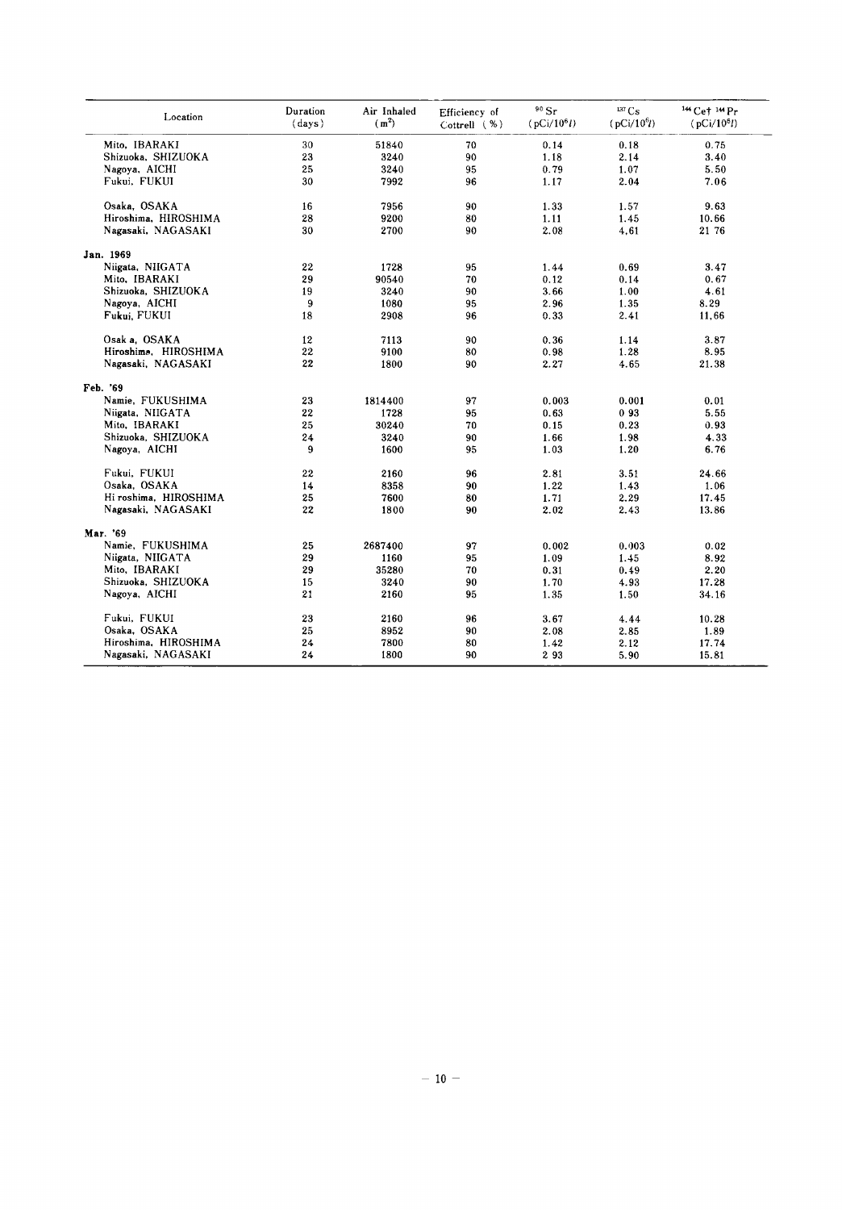| Location | Duration (days) | Air Inhaled ($m^3$) | Efficiency of Cottrell (%) | $^{90}Sr$ (pCi/$10^6 l$) | $^{137}Cs$ (pCi/$10^6 l$) | $^{144}Ce + ^{144}Pr$ (pCi/$10^6 l$) |
|---|---|---|---|---|---|---|
| Mito, IBARAKI | 30 | 51840 | 70 | 0.14 | 0.18 | 0.75 |
| Shizuoka, SHIZUOKA | 23 | 3240 | 90 | 1.18 | 2.14 | 3.40 |
| Nagoya, AICHI | 25 | 3240 | 95 | 0.79 | 1.07 | 5.50 |
| Fukui, FUKUI | 30 | 7992 | 96 | 1.17 | 2.04 | 7.06 |
| Osaka, OSAKA | 16 | 7956 | 90 | 1.33 | 1.57 | 9.63 |
| Hiroshima, HIROSHIMA | 28 | 9200 | 80 | 1.11 | 1.45 | 10.66 |
| Nagasaki, NAGASAKI | 30 | 2700 | 90 | 2.08 | 4.61 | 21 76 |
| **Jan. 1969** | | | | | | |
| Niigata, NIIGATA | 22 | 1728 | 95 | 1.44 | 0.69 | 3.47 |
| Mito, IBARAKI | 29 | 90540 | 70 | 0.12 | 0.14 | 0.67 |
| Shizuoka, SHIZUOKA | 19 | 3240 | 90 | 3.66 | 1.00 | 4.61 |
| Nagoya, AICHI | 9 | 1080 | 95 | 2.96 | 1.35 | 8.29 |
| Fukui, FUKUI | 18 | 2908 | 96 | 0.33 | 2.41 | 11.66 |
| Osak a, OSAKA | 12 | 7113 | 90 | 0.36 | 1.14 | 3.87 |
| Hiroshima, HIROSHIMA | 22 | 9100 | 80 | 0.98 | 1.28 | 8.95 |
| Nagasaki, NAGASAKI | 22 | 1800 | 90 | 2.27 | 4.65 | 21.38 |
| **Feb. '69** | | | | | | |
| Namie, FUKUSHIMA | 23 | 1814400 | 97 | 0.003 | 0.001 | 0.01 |
| Niigata, NIIGATA | 22 | 1728 | 95 | 0.63 | 0 93 | 5.55 |
| Mito, IBARAKI | 25 | 30240 | 70 | 0.15 | 0.23 | 0.93 |
| Shizuoka, SHIZUOKA | 24 | 3240 | 90 | 1.66 | 1.98 | 4.33 |
| Nagoya, AICHI | 9 | 1600 | 95 | 1.03 | 1.20 | 6.76 |
| Fukui, FUKUI | 22 | 2160 | 96 | 2.81 | 3.51 | 24.66 |
| Osaka, OSAKA | 14 | 8358 | 90 | 1.22 | 1.43 | 1.06 |
| Hi roshima, HIROSHIMA | 25 | 7600 | 80 | 1.71 | 2.29 | 17.45 |
| Nagasaki, NAGASAKI | 22 | 1800 | 90 | 2.02 | 2.43 | 13.86 |
| **Mar. '69** | | | | | | |
| Namie, FUKUSHIMA | 25 | 2687400 | 97 | 0.002 | 0.003 | 0.02 |
| Niigata, NIIGATA | 29 | 1160 | 95 | 1.09 | 1.45 | 8.92 |
| Mito, IBARAKI | 29 | 35280 | 70 | 0.31 | 0.49 | 2.20 |
| Shizuoka, SHIZUOKA | 15 | 3240 | 90 | 1.70 | 4.93 | 17.28 |
| Nagoya, AICHI | 21 | 2160 | 95 | 1.35 | 1.50 | 34.16 |
| Fukui, FUKUI | 23 | 2160 | 96 | 3.67 | 4.44 | 10.28 |
| Osaka, OSAKA | 25 | 8952 | 90 | 2.08 | 2.85 | 1.89 |
| Hiroshima, HIROSHIMA | 24 | 7800 | 80 | 1.42 | 2.12 | 17.74 |
| Nagasaki, NAGASAKI | 24 | 1800 | 90 | 2 93 | 5.90 | 15.81 |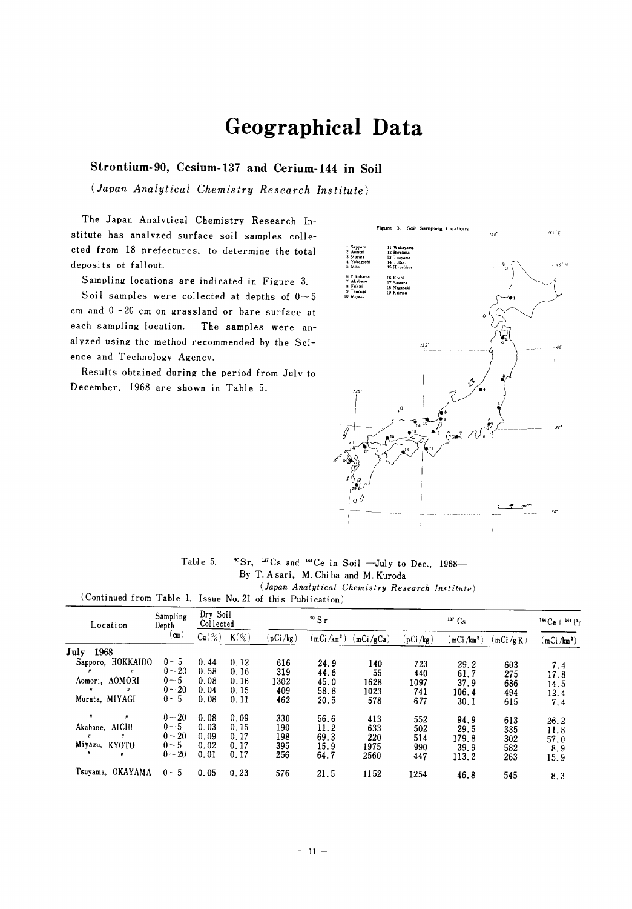# Geographical Data

## Strontium-90, Cesium-137 and Cerium-144 in Soil

*(Japan Analytical Chemistry Research Institute)*

The Japan Analytical Chemistry Research Institute has analyzed surface soil samples collected from 18 prefectures, to determine the total deposits of fallout.

Sampling locations are indicated in Figure 3.

Soil samples were collected at depths of 0～5 cm and 0～20 cm on grassland or bare surface at each sampling location. The samples were analyzed using the method recommended by the Science and Technology Agency.

Results obtained during the period from July to December, 1968 are shown in Table 5.

Figure 3. Soil Sampling Locations

1 Sapporo, 2 Aomori, 3 Murata, 4 Yokogoshi, 5 Mito, 6 Yokohama, 7 Akabane, 8 Fukui, 9 Tsuruga, 10 Miyazu, 11 Wakayama, 12 Hirakata, 13 Tsuyama, 14 Tottori, 15 Hiroshima, 16 Kochi, 17 Sawara, 18 Nagasaki, 19 Kaimon

Table 5. $^{90}Sr$, $^{137}Cs$ and $^{144}Ce$ in Soil —July to Dec., 1968—
By T. Asari, M. Chiba and M. Kuroda
*(Japan Analytical Chemistry Research Institute)*

(Continued from Table 1, Issue No. 21 of this Publication)

| Location | Sampling Depth (cm) | Dry Soil Collected | | $^{90}Sr$ | | | $^{137}Cs$ | | | $^{144}Ce+^{144}Pr$ |
|---|---|---|---|---|---|---|---|---|---|---|
| | | Ca(%) | K(%) | (pCi/kg) | (mCi/km²) | (mCi/gCa) | (pCi/kg) | (mCi/km²) | (mCi/gK) | (mCi/km²) |
| **July 1968** | | | | | | | | | | |
| Sapporo, HOKKAIDO | 0～5 | 0.44 | 0.12 | 616 | 24.9 | 140 | 723 | 29.2 | 603 | 7.4 |
| 〃 〃 | 0～20 | 0.58 | 0.16 | 319 | 44.6 | 55 | 440 | 61.7 | 275 | 17.8 |
| Aomori, AOMORI | 0～5 | 0.08 | 0.16 | 1302 | 45.0 | 1628 | 1097 | 37.9 | 686 | 14.5 |
| 〃 〃 | 0～20 | 0.04 | 0.15 | 409 | 58.8 | 1023 | 741 | 106.4 | 494 | 12.4 |
| Murata, MIYAGI | 0～5 | 0.08 | 0.11 | 462 | 20.5 | 578 | 677 | 30.1 | 615 | 7.4 |
| 〃 〃 | 0～20 | 0.08 | 0.09 | 330 | 56.6 | 413 | 552 | 94.9 | 613 | 26.2 |
| Akabane, AICHI | 0～5 | 0.03 | 0.15 | 190 | 11.2 | 633 | 502 | 29.5 | 335 | 11.8 |
| 〃 〃 | 0～20 | 0.09 | 0.17 | 198 | 69.3 | 220 | 514 | 179.8 | 302 | 57.0 |
| Miyazu, KYOTO | 0～5 | 0.02 | 0.17 | 395 | 15.9 | 1975 | 990 | 39.9 | 582 | 8.9 |
| 〃 〃 | 0～20 | 0.01 | 0.17 | 256 | 64.7 | 2560 | 447 | 113.2 | 263 | 15.9 |
| Tsuyama, OKAYAMA | 0～5 | 0.05 | 0.23 | 576 | 21.5 | 1152 | 1254 | 46.8 | 545 | 8.3 |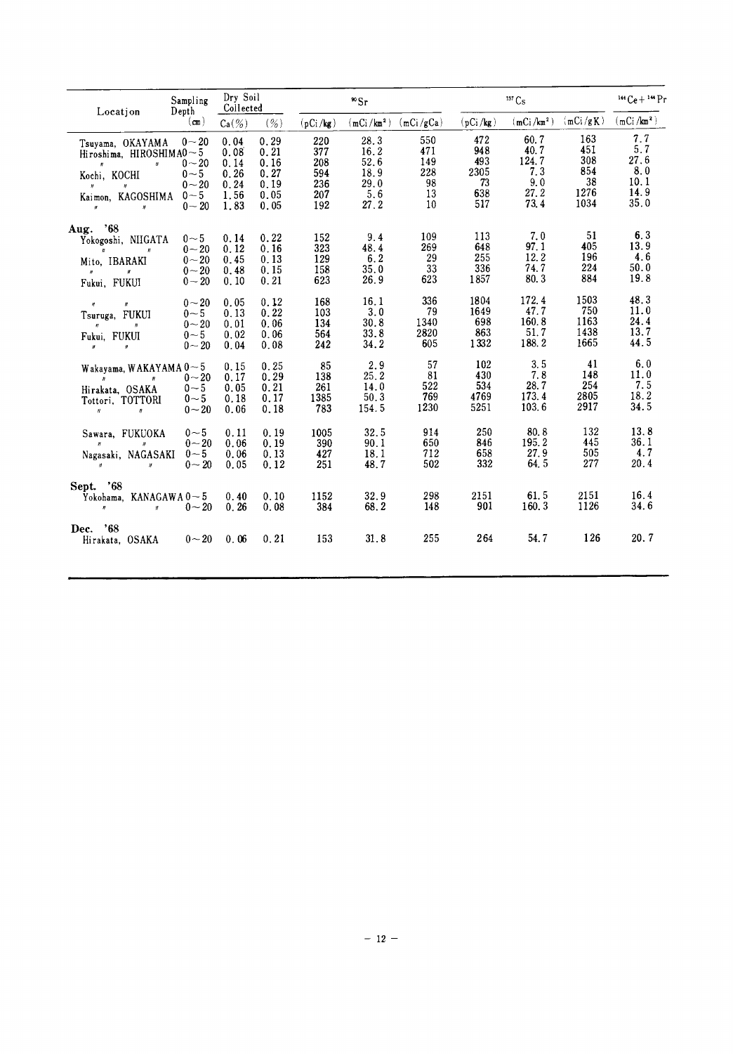| Location | Sampling Depth (cm) | Dry Soil Collected Ca(%) | (%) | $^{90}Sr$ (pCi/kg) | (mCi/km²) | (mCi/gCa) | $^{137}Cs$ (pCi/kg) | (mCi/km²) | (mCi/gK) | $^{144}Ce+^{144}Pr$ (mCi/km²) |
|---|---|---|---|---|---|---|---|---|---|---|
| Tsuyama, OKAYAMA | 0~20 | 0.04 | 0.29 | 220 | 28.3 | 550 | 472 | 60.7 | 163 | 7.7 |
| Hiroshima, HIROSHIMA | 0~5 | 0.08 | 0.21 | 377 | 16.2 | 471 | 948 | 40.7 | 451 | 5.7 |
| 〃 〃 | 0~20 | 0.14 | 0.16 | 208 | 52.6 | 149 | 493 | 124.7 | 308 | 27.6 |
| Kochi, KOCHI | 0~5 | 0.26 | 0.27 | 594 | 18.9 | 228 | 2305 | 7.3 | 854 | 8.0 |
| 〃 〃 | 0~20 | 0.24 | 0.19 | 236 | 29.0 | 98 | 73 | 9.0 | 38 | 10.1 |
| Kaimon, KAGOSHIMA | 0~5 | 1.56 | 0.05 | 207 | 5.6 | 13 | 638 | 27.2 | 1276 | 14.9 |
| 〃 〃 | 0~20 | 1.83 | 0.05 | 192 | 27.2 | 10 | 517 | 73.4 | 1034 | 35.0 |
| **Aug. '68** | | | | | | | | | | |
| Yokogoshi, NIIGATA | 0~5 | 0.14 | 0.22 | 152 | 9.4 | 109 | 113 | 7.0 | 51 | 6.3 |
| 〃 〃 | 0~20 | 0.12 | 0.16 | 323 | 48.4 | 269 | 648 | 97.1 | 405 | 13.9 |
| Mito, IBARAKI | 0~20 | 0.45 | 0.13 | 129 | 6.2 | 29 | 255 | 12.2 | 196 | 4.6 |
| 〃 〃 | 0~20 | 0.48 | 0.15 | 158 | 35.0 | 33 | 336 | 74.7 | 224 | 50.0 |
| Fukui, FUKUI | 0~20 | 0.10 | 0.21 | 623 | 26.9 | 623 | 1857 | 80.3 | 884 | 19.8 |
| 〃 〃 | 0~20 | 0.05 | 0.12 | 168 | 16.1 | 336 | 1804 | 172.4 | 1503 | 48.3 |
| Tsuruga, FUKUI | 0~5 | 0.13 | 0.22 | 103 | 3.0 | 79 | 1649 | 47.7 | 750 | 11.0 |
| 〃 〃 | 0~20 | 0.01 | 0.06 | 134 | 30.8 | 1340 | 698 | 160.8 | 1163 | 24.4 |
| Fukui, FUKUI | 0~5 | 0.02 | 0.06 | 564 | 33.8 | 2820 | 863 | 51.7 | 1438 | 13.7 |
| 〃 〃 | 0~20 | 0.04 | 0.08 | 242 | 34.2 | 605 | 1332 | 188.2 | 1665 | 44.5 |
| Wakayama, WAKAYAMA | 0~5 | 0.15 | 0.25 | 85 | 2.9 | 57 | 102 | 3.5 | 41 | 6.0 |
| 〃 〃 | 0~20 | 0.17 | 0.29 | 138 | 25.2 | 81 | 430 | 7.8 | 148 | 11.0 |
| Hirakata, OSAKA | 0~5 | 0.05 | 0.21 | 261 | 14.0 | 522 | 534 | 28.7 | 254 | 7.5 |
| Tottori, TOTTORI | 0~5 | 0.18 | 0.17 | 1385 | 50.3 | 769 | 4769 | 173.4 | 2805 | 18.2 |
| 〃 〃 | 0~20 | 0.06 | 0.18 | 783 | 154.5 | 1230 | 5251 | 103.6 | 2917 | 34.5 |
| Sawara, FUKUOKA | 0~5 | 0.11 | 0.19 | 1005 | 32.5 | 914 | 250 | 80.8 | 132 | 13.8 |
| 〃 〃 | 0~20 | 0.06 | 0.19 | 390 | 90.1 | 650 | 846 | 195.2 | 445 | 36.1 |
| Nagasaki, NAGASAKI | 0~5 | 0.06 | 0.13 | 427 | 18.1 | 712 | 658 | 27.9 | 505 | 4.7 |
| 〃 〃 | 0~20 | 0.05 | 0.12 | 251 | 48.7 | 502 | 332 | 64.5 | 277 | 20.4 |
| **Sept. '68** | | | | | | | | | | |
| Yokohama, KANAGAWA | 0~5 | 0.40 | 0.10 | 1152 | 32.9 | 298 | 2151 | 61.5 | 2151 | 16.4 |
| 〃 〃 | 0~20 | 0.26 | 0.08 | 384 | 68.2 | 148 | 901 | 160.3 | 1126 | 34.6 |
| **Dec. '68** | | | | | | | | | | |
| Hirakata, OSAKA | 0~20 | 0.06 | 0.21 | 153 | 31.8 | 255 | 264 | 54.7 | 126 | 20.7 |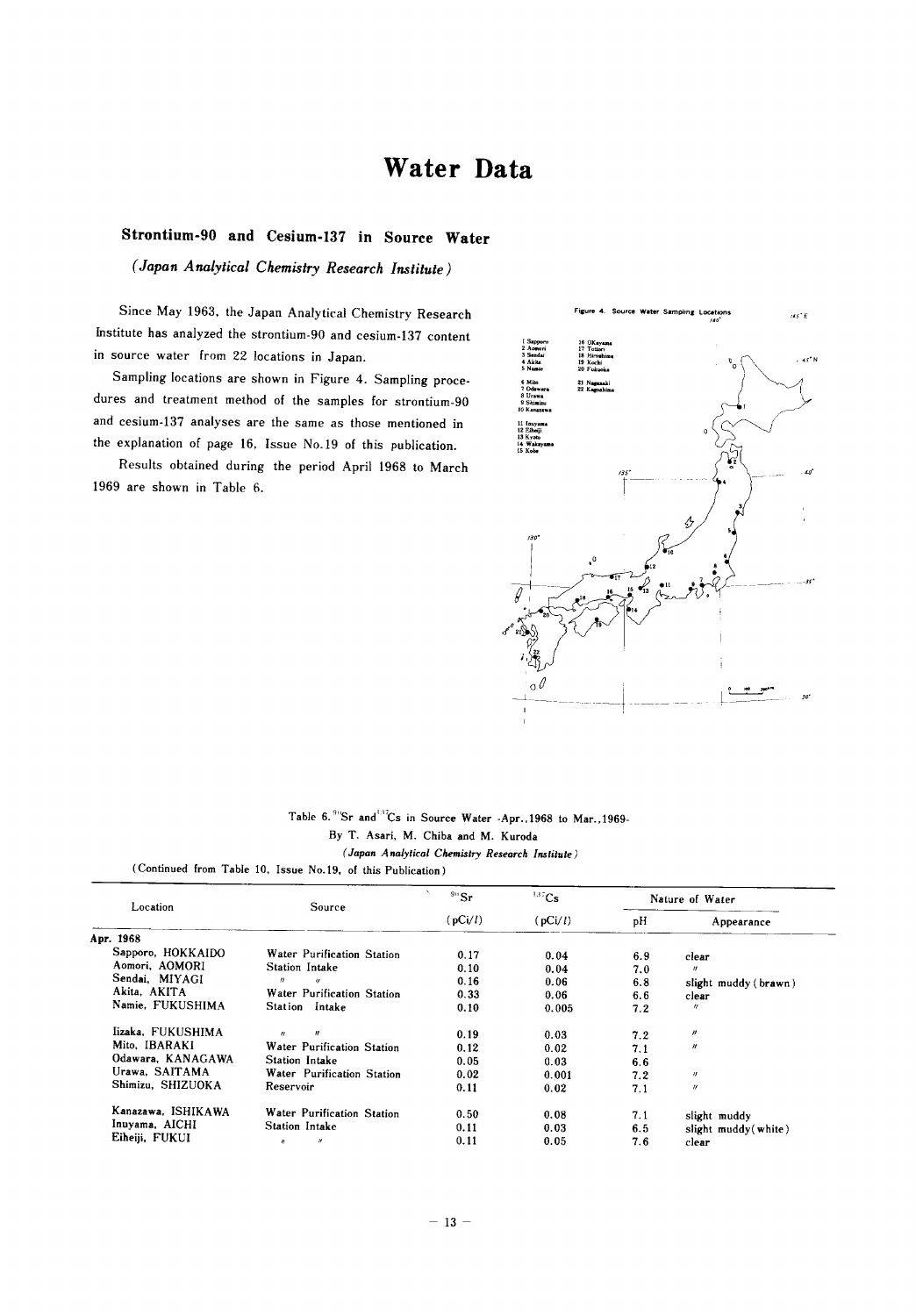# Water Data

## Strontium-90 and Cesium-137 in Source Water

*(Japan Analytical Chemistry Research Institute)*

Since May 1963, the Japan Analytical Chemistry Research Institute has analyzed the strontium-90 and cesium-137 content in source water from 22 locations in Japan.

Sampling locations are shown in Figure 4. Sampling procedures and treatment method of the samples for strontium-90 and cesium-137 analyses are the same as those mentioned in the explanation of page 16, Issue No.19 of this publication.

Results obtained during the period April 1968 to March 1969 are shown in Table 6.

Figure 4. Source Water Sampling Locations

1 Sapporo, 2 Aomori, 3 Sendai, 4 Akita, 5 Namie, 6 Mito, 7 Odawara, 8 Urawa, 9 Shimizu, 10 Kanazawa, 11 Inuyama, 12 Eiheiji, 13 Kyoto, 14 Wakayama, 15 Kobe, 16 Okayama, 17 Tottori, 18 Hiroshima, 19 Kochi, 20 Fukuoka, 21 Nagasaki, 22 Kagoshima

Table 6. $^{90}Sr$ and $^{137}Cs$ in Source Water -Apr., 1968 to Mar., 1969-

By T. Asari, M. Chiba and M. Kuroda

*(Japan Analytical Chemistry Research Institute)*

(Continued from Table 10, Issue No.19, of this Publication)

| Location | Source | $^{90}Sr$ (pCi/l) | $^{137}Cs$ (pCi/l) | Nature of Water | |
|---|---|---|---|---|---|
| | | | | pH | Appearance |
| **Apr. 1968** | | | | | |
| Sapporo, HOKKAIDO | Water Purification Station | 0.17 | 0.04 | 6.9 | clear |
| Aomori, AOMORI | Station Intake | 0.10 | 0.04 | 7.0 | 〃 |
| Sendai, MIYAGI | 〃 〃 | 0.16 | 0.06 | 6.8 | slight muddy (brawn) |
| Akita, AKITA | Water Purification Station | 0.33 | 0.06 | 6.6 | clear |
| Namie, FUKUSHIMA | Station Intake | 0.10 | 0.005 | 7.2 | 〃 |
| Iizaka, FUKUSHIMA | 〃 〃 | 0.19 | 0.03 | 7.2 | 〃 |
| Mito, IBARAKI | Water Purification Station | 0.12 | 0.02 | 7.1 | 〃 |
| Odawara, KANAGAWA | Station Intake | 0.05 | 0.03 | 6.6 | |
| Urawa, SAITAMA | Water Purification Station | 0.02 | 0.001 | 7.2 | 〃 |
| Shimizu, SHIZUOKA | Reservoir | 0.11 | 0.02 | 7.1 | 〃 |
| Kanazawa, ISHIKAWA | Water Purification Station | 0.50 | 0.08 | 7.1 | slight muddy |
| Inuyama, AICHI | Station Intake | 0.11 | 0.03 | 6.5 | slight muddy(white) |
| Eiheiji, FUKUI | 〃 〃 | 0.11 | 0.05 | 7.6 | clear |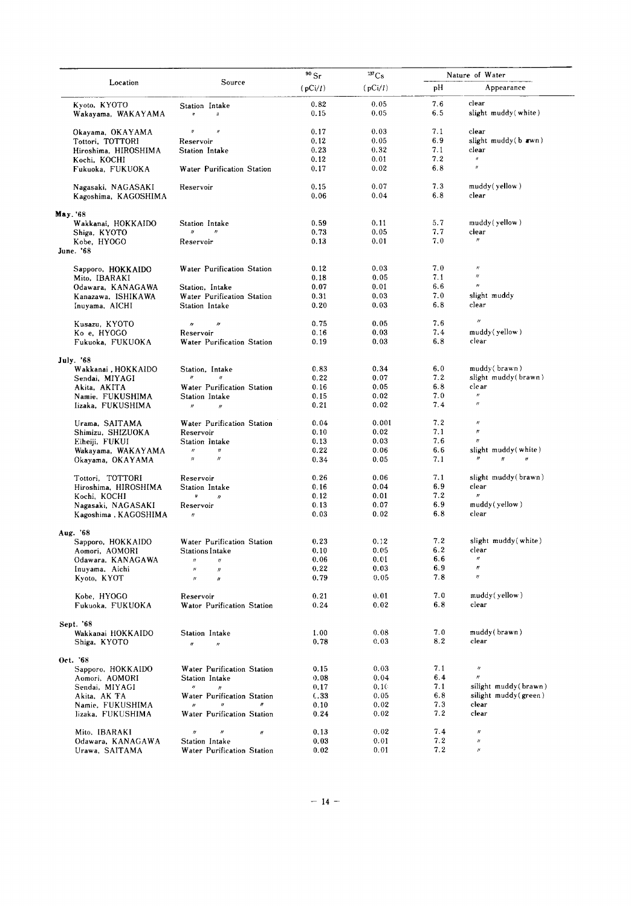| Location | Source | $^{90}Sr$ (pCi/l) | $^{137}Cs$ (pCi/l) | Nature of Water pH | Appearance |
|---|---|---|---|---|---|
| Kyoto, KYOTO | Station Intake | 0.82 | 0.05 | 7.6 | clear |
| Wakayama, WAKAYAMA | 〃 〃 | 0.15 | 0.05 | 6.5 | slight muddy(white) |
| Okayama, OKAYAMA | 〃 〃 | 0.17 | 0.03 | 7.1 | clear |
| Tottori, TOTTORI | Reservoir | 0.12 | 0.05 | 6.9 | slight muddy(b rwn) |
| Hiroshima, HIROSHIMA | Station Intake | 0.23 | 0.32 | 7.1 | clear |
| Kochi, KOCHI | | 0.12 | 0.01 | 7.2 | 〃 |
| Fukuoka, FUKUOKA | Water Purification Station | 0.17 | 0.02 | 6.8 | 〃 |
| Nagasaki, NAGASAKI | Reservoir | 0.15 | 0.07 | 7.3 | muddy(yellow) |
| Kagoshima, KAGOSHIMA | | 0.06 | 0.04 | 6.8 | clear |
| **May. '68** | | | | | |
| Wakkanai, HOKKAIDO | Station Intake | 0.59 | 0.11 | 5.7 | muddy(yellow) |
| Shiga, KYOTO | 〃 〃 | 0.73 | 0.05 | 7.7 | clear |
| Kobe, HYOGO | Reservoir | 0.13 | 0.01 | 7.0 | 〃 |
| **June. '68** | | | | | |
| Sapporo, HOKKAIDO | Water Purification Station | 0.12 | 0.03 | 7.0 | 〃 |
| Mito, IBARAKI | | 0.18 | 0.05 | 7.1 | 〃 |
| Odawara, KANAGAWA | Station, Intake | 0.07 | 0.01 | 6.6 | 〃 |
| Kanazawa, ISHIKAWA | Water Purification Station | 0.31 | 0.03 | 7.0 | slight muddy |
| Inuyama, AICHI | Station Intake | 0.20 | 0.03 | 6.8 | clear |
| Kusazu, KYOTO | 〃 〃 | 0.75 | 0.05 | 7.6 | 〃 |
| Ko e, HYOGO | Reservoir | 0.16 | 0.03 | 7.4 | muddy(yellow) |
| Fukuoka, FUKUOKA | Water Purification Station | 0.19 | 0.03 | 6.8 | clear |
| **July. '68** | | | | | |
| Wakkanai, HOKKAIDO | Station, Intake | 0.83 | 0.34 | 6.0 | muddy(brawn) |
| Sendai, MIYAGI | 〃 〃 | 0.22 | 0.07 | 7.2 | slight muddy(brawn) |
| Akita, AKITA | Water Purification Station | 0.16 | 0.05 | 6.8 | clear |
| Namie, FUKUSHIMA | Station Intake | 0.15 | 0.02 | 7.0 | 〃 |
| Iizaka, FUKUSHIMA | 〃 〃 | 0.21 | 0.02 | 7.4 | 〃 |
| Urama, SAITAMA | Water Purification Station | 0.04 | 0.001 | 7.2 | 〃 |
| Shimizu, SHIZUOKA | Reservoir | 0.10 | 0.02 | 7.1 | 〃 |
| Eiheiji, FUKUI | Station Intake | 0.13 | 0.03 | 7.6 | 〃 |
| Wakayama, WAKAYAMA | 〃 〃 | 0.22 | 0.06 | 6.6 | slight muddy(white) |
| Okayama, OKAYAMA | 〃 〃 | 0.34 | 0.05 | 7.1 | 〃 〃 〃 |
| Tottori, TOTTORI | Reservoir | 0.26 | 0.06 | 7.1 | slight muddy(brawn) |
| Hiroshima, HIROSHIMA | Station Intake | 0.16 | 0.04 | 6.9 | clear |
| Kochi, KOCHI | 〃 〃 | 0.12 | 0.01 | 7.2 | 〃 |
| Nagasaki, NAGASAKI | Reservoir | 0.13 | 0.07 | 6.9 | muddy(yellow) |
| Kagoshima, KAGOSHIMA | 〃 | 0.03 | 0.02 | 6.8 | clear |
| **Aug. '68** | | | | | |
| Sapporo, HOKKAIDO | Water Purification Station | 0.23 | 0.12 | 7.2 | slight muddy(white) |
| Aomori, AOMORI | Stations Intake | 0.10 | 0.05 | 6.2 | clear |
| Odawara, KANAGAWA | 〃 〃 | 0.06 | 0.01 | 6.6 | 〃 |
| Inuyama, Aichi | 〃 〃 | 0.22 | 0.03 | 6.9 | 〃 |
| Kyoto, KYOT | 〃 〃 | 0.79 | 0.05 | 7.8 | 〃 |
| Kobe, HYOGO | Reservoir | 0.21 | 0.01 | 7.0 | muddy(yellow) |
| Fukuoka, FUKUOKA | Wator Purification Station | 0.24 | 0.02 | 6.8 | clear |
| **Sept. '68** | | | | | |
| Wakkanai HOKKAIDO | Station Intake | 1.00 | 0.08 | 7.0 | muddy(brawn) |
| Shiga, KYOTO | 〃 〃 | 0.78 | 0.03 | 8.2 | clear |
| **Oct. '68** | | | | | |
| Sapporo, HOKKAIDO | Water Purification Station | 0.15 | 0.03 | 7.1 | 〃 |
| Aomori, AOMORI | Station Intake | 0.08 | 0.04 | 6.4 | 〃 |
| Sendai, MIYAGI | 〃 〃 | 0.17 | 0.10 | 7.1 | silight muddy(brawn) |
| Akita, AK TA | Water Purification Station | (.33 | 0.05 | 6.8 | silight muddy(green) |
| Namie, FUKUSHIMA | 〃 〃 〃 | 0.10 | 0.02 | 7.3 | clear |
| Iizaka, FUKUSHIMA | Water Purification Station | 0.24 | 0.02 | 7.2 | clear |
| Mito, IBARAKI | 〃 〃 〃 | 0.13 | 0.02 | 7.4 | 〃 |
| Odawara, KANAGAWA | Station Intake | 0.03 | 0.01 | 7.2 | 〃 |
| Urawa, SAITAMA | Water Purification Station | 0.02 | 0.01 | 7.2 | 〃 |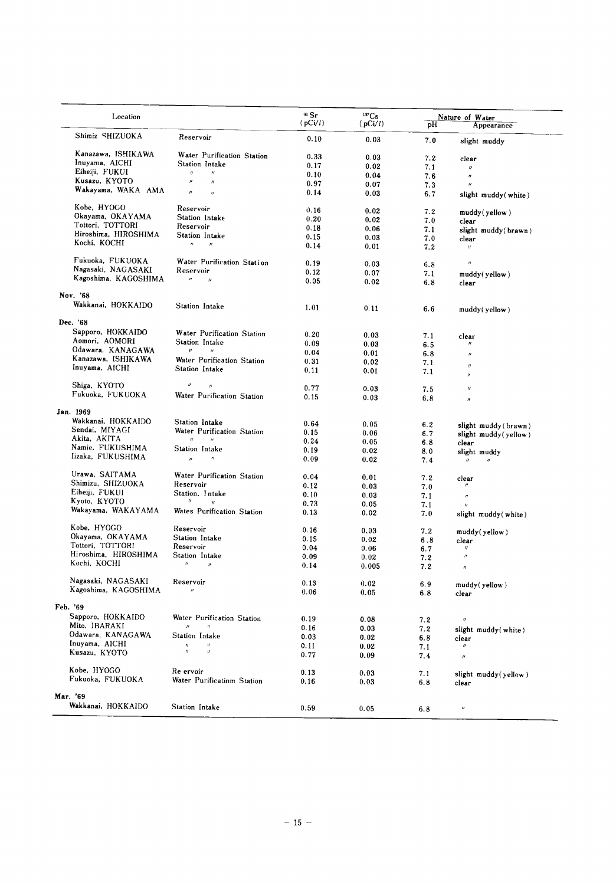| Location | | $^{90}Sr$ (pCi/l) | $^{137}Cs$ (pCi/l) | Nature of Water pH | Appearance |
|---|---|---|---|---|---|
| Shimiz SHIZUOKA | Reservoir | 0.10 | 0.03 | 7.0 | slight muddy |
| Kanazawa, ISHIKAWA | Water Purification Station | 0.33 | 0.03 | 7.2 | clear |
| Inuyama, AICHI | Station Intake | 0.17 | 0.02 | 7.1 | 〃 |
| Eiheiji, FUKUI | 〃 〃 | 0.10 | 0.04 | 7.6 | 〃 |
| Kusazu, KYOTO | 〃 〃 | 0.97 | 0.07 | 7.3 | 〃 |
| Wakayama, WAKA AMA | 〃 〃 | 0.14 | 0.03 | 6.7 | slight muddy(white) |
| Kobe, HYOGO | Reservoir | 0.16 | 0.02 | 7.2 | muddy(yellow) |
| Okayama, OKAYAMA | Station Intake | 0.20 | 0.02 | 7.0 | clear |
| Tottori, TOTTORI | Reservoir | 0.18 | 0.06 | 7.1 | slight muddy(brawn) |
| Hiroshima, HIROSHIMA | Station Intake | 0.15 | 0.03 | 7.0 | clear |
| Kochi, KOCHI | 〃 〃 | 0.14 | 0.01 | 7.2 | 〃 |
| Fukuoka, FUKUOKA | Water Purification Station | 0.19 | 0.03 | 6.8 | 〃 |
| Nagasaki, NAGASAKI | Reservoir | 0.12 | 0.07 | 7.1 | muddy(yellow) |
| Kagoshima, KAGOSHIMA | 〃 〃 | 0.05 | 0.02 | 6.8 | clear |
| **Nov. '68** | | | | | |
| Wakkanai, HOKKAIDO | Station Intake | 1.01 | 0.11 | 6.6 | muddy(yellow) |
| **Dec. '68** | | | | | |
| Sapporo, HOKKAIDO | Water Purification Station | 0.20 | 0.03 | 7.1 | clear |
| Aomori, AOMORI | Station Intake | 0.09 | 0.03 | 6.5 | 〃 |
| Odawara, KANAGAWA | 〃 〃 | 0.04 | 0.01 | 6.8 | 〃 |
| Kanazawa, ISHIKAWA | Water Purification Station | 0.31 | 0.02 | 7.1 | 〃 |
| Inuyama, AICHI | Station Intake | 0.11 | 0.01 | 7.1 | 〃 |
| Shiga, KYOTO | 〃 〃 | 0.77 | 0.03 | 7.5 | 〃 |
| Fukuoka, FUKUOKA | Water Purification Station | 0.15 | 0.03 | 6.8 | 〃 |
| **Jan. 1969** | | | | | |
| Wakkanai, HOKKAIDO | Station Intake | 0.64 | 0.05 | 6.2 | slight muddy(brawn) |
| Sendai, MIYAGI | Water Purification Station | 0.15 | 0.06 | 6.7 | slight muddy(yellow) |
| Akita, AKITA | 〃 〃 | 0.24 | 0.05 | 6.8 | clear |
| Namie, FUKUSHIMA | Station Intake | 0.19 | 0.02 | 8.0 | slight muddy |
| Iizaka, FUKUSHIMA | 〃 〃 | 0.09 | 0.02 | 7.4 | 〃 〃 |
| Urawa, SAITAMA | Water Purification Station | 0.04 | 0.01 | 7.2 | clear |
| Shimizu, SHIZUOKA | Reservoir | 0.12 | 0.03 | 7.0 | 〃 |
| Eiheiji, FUKUI | Station, Intake | 0.10 | 0.03 | 7.1 | 〃 |
| Kyoto, KYOTO | 〃 〃 | 0.73 | 0.05 | 7.1 | 〃 |
| Wakayama, WAKAYAMA | Wates Purification Station | 0.13 | 0.02 | 7.0 | slight muddy(white) |
| Kobe, HYOGO | Reservoir | 0.16 | 0.03 | 7.2 | muddy(yellow) |
| Okayama, OKAYAMA | Station Intake | 0.15 | 0.02 | 6.8 | clear |
| Tottori, TOTTORI | Reservoir | 0.04 | 0.06 | 6.7 | 〃 |
| Hiroshima, HIROSHIMA | Station Intake | 0.09 | 0.02 | 7.2 | 〃 |
| Kochi, KOCHI | 〃 〃 | 0.14 | 0.005 | 7.2 | 〃 |
| Nagasaki, NAGASAKI | Reservoir | 0.13 | 0.02 | 6.9 | muddy(yellow) |
| Kagoshima, KAGOSHIMA | 〃 | 0.06 | 0.05 | 6.8 | clear |
| **Feb. '69** | | | | | |
| Sapporo, HOKKAIDO | Water Purification Station | 0.19 | 0.08 | 7.2 | 〃 |
| Mito, IBARAKI | 〃 〃 | 0.16 | 0.03 | 7.2 | slight muddy(white) |
| Odawara, KANAGAWA | Station Intake | 0.03 | 0.02 | 6.8 | clear |
| Inuyama, AICHI | 〃 〃 | 0.11 | 0.02 | 7.1 | 〃 |
| Kusazu, KYOTO | 〃 〃 | 0.77 | 0.09 | 7.4 | 〃 |
| Kobe, HYOGO | Re ervoir | 0.13 | 0.03 | 7.1 | slight muddy(yellow) |
| Fukuoka, FUKUOKA | Water Purificatinm Station | 0.16 | 0.03 | 6.8 | clear |
| **Mar. '69** | | | | | |
| Wakkanai, HOKKAIDO | Station Intake | 0.59 | 0.05 | 6.8 | 〃 |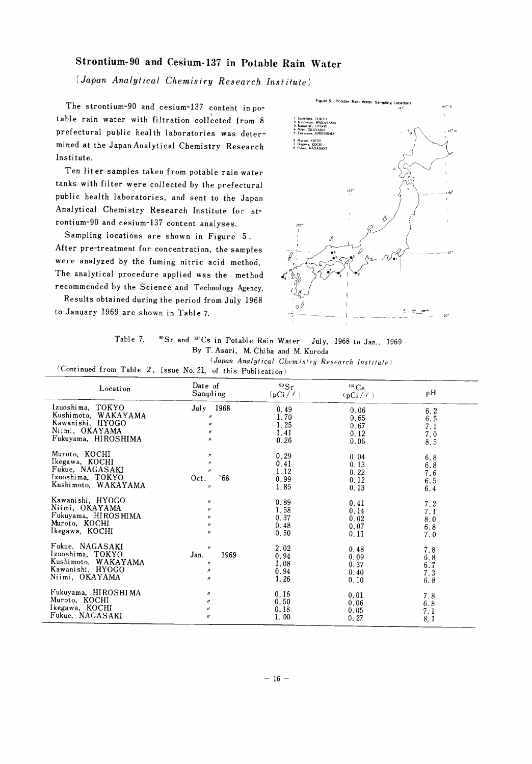## Strontium-90 and Cesium-137 in Potable Rain Water

*(Japan Analytical Chemistry Research Institute)*

The strontium-90 and cesium-137 content in potable rain water with filtration collected from 8 prefectural public health laboratories was determined at the Japan Analytical Chemistry Research Institute.

Ten liter samples taken from potable rain water tanks with filter were collected by the prefectural public health laboratories, and sent to the Japan Analytical Chemistry Research Institute for strontium-90 and cesium-137 content analyses.

Sampling locations are shown in Figure 5. After pre-treatment for concentration, the samples were analyzed by the fuming nitric acid method. The analytical procedure applied was the method recommended by the Science and Technology Agency.

Results obtained during the period from July 1968 to January 1969 are shown in Table 7.

Figure 5. Potable Rain Water Sampling Locations

1 Izuoshima, TOKYO
2 Kushimoto, WAKAYAMA
3 Kawanishi, HYOGO
4 Niimi, OKAYAMA
5 Fukuyama, HIROSHIMA
6 Muroto, KOCHI
7 Ikegawa, KOCHI
8 Fukue, NAGASAKI

Table 7. $^{90}Sr$ and $^{137}Cs$ in Potable Rain Water —July, 1968 to Jan., 1969—
By T. Asari, M. Chiba and M. Kuroda
*(Japan Analytical Chemistry Research Institute)*

(Continued from Table 2, Issue No. 21, of this Publication)

| Location | Date of Sampling | $^{90}Sr$ (pCi/$\ell$) | $^{137}Cs$ (pCi/$\ell$) | pH |
|---|---|---|---|---|
| Izuoshima, TOKYO | July 1968 | 0.49 | 0.06 | 6.2 |
| Kushimoto, WAKAYAMA | 〃 | 1.70 | 0.65 | 6.5 |
| Kawanishi, HYOGO | 〃 | 1.25 | 0.67 | 7.1 |
| Niimi, OKAYAMA | 〃 | 1.41 | 0.12 | 7.0 |
| Fukuyama, HIROSHIMA | 〃 | 0.26 | 0.06 | 8.5 |
| Muroto, KOCHI | 〃 | 0.29 | 0.04 | 6.8 |
| Ikegawa, KOCHI | 〃 | 0.41 | 0.13 | 6.8 |
| Fukue, NAGASAKI | 〃 | 1.12 | 0.22 | 7.6 |
| Izuoshima, TOKYO | Oct. '68 | 0.99 | 0.12 | 6.5 |
| Kushimoto, WAKAYAMA | 〃 | 1.85 | 0.13 | 6.4 |
| Kawanishi, HYOGO | 〃 | 0.89 | 0.41 | 7.2 |
| Niimi, OKAYAMA | 〃 | 1.58 | 0.14 | 7.1 |
| Fukuyama, HIROSHIMA | 〃 | 0.37 | 0.02 | 8.0 |
| Muroto, KOCHI | 〃 | 0.48 | 0.07 | 6.8 |
| Ikegawa, KOCHI | 〃 | 0.50 | 0.11 | 7.0 |
| Fukue, NAGASAKI | 〃 | 2.02 | 0.48 | 7.8 |
| Izuoshima, TOKYO | Jan. 1969 | 0.94 | 0.09 | 6.8 |
| Kushimoto, WAKAYAMA | 〃 | 1.08 | 0.37 | 6.7 |
| Kawanishi, HYOGO | 〃 | 0.94 | 0.40 | 7.3 |
| Niimi, OKAYAMA | 〃 | 1.26 | 0.10 | 6.8 |
| Fukuyama, HIROSHIMA | 〃 | 0.16 | 0.01 | 7.8 |
| Muroto, KOCHI | 〃 | 0.50 | 0.06 | 6.8 |
| Ikegawa, KOCHI | 〃 | 0.18 | 0.05 | 7.1 |
| Fukue, NAGASAKI | 〃 | 1.00 | 0.27 | 8.1 |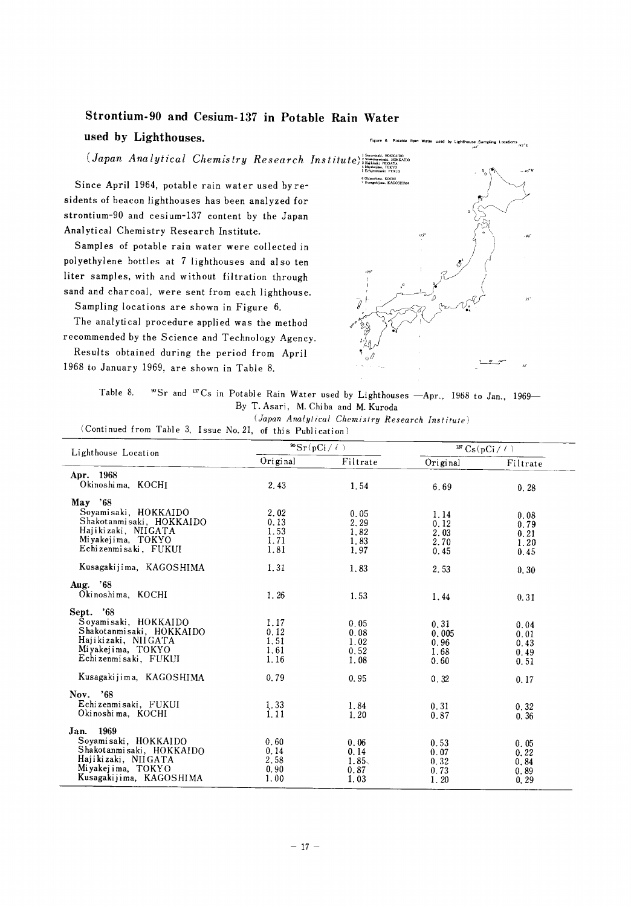## Strontium-90 and Cesium-137 in Potable Rain Water used by Lighthouses.

*(Japan Analytical Chemistry Research Institute)*

Since April 1964, potable rain water used by residents of beacon lighthouses has been analyzed for strontium-90 and cesium-137 content by the Japan Analytical Chemistry Research Institute.

Samples of potable rain water were collected in polyethylene bottles at 7 lighthouses and also ten liter samples, with and without filtration through sand and charcoal, were sent from each lighthouse.

Sampling locations are shown in Figure 6.

The analytical procedure applied was the method recommended by the Science and Technology Agency.

Results obtained during the period from April 1968 to January 1969, are shown in Table 8.

Figure 6. Potable Rain Water used by Lighthouse, Sampling Locations

1 Soyamisaki, HOKKAIDO
2 Shakotanmisaki, HOKKAIDO
3 Hajikizaki, NIIGATA
4 Miyakejima, TOKYO
5 Echizenmisaki, FUKUI
6 Okinoshima, KOCHI
7 Kusagakijima, KAGOSHIMA

Table 8. $^{90}Sr$ and $^{137}Cs$ in Potable Rain Water used by Lighthouses —Apr., 1968 to Jan., 1969—
By T. Asari, M. Chiba and M. Kuroda
*(Japan Analytical Chemistry Research Institute)*
(Continued from Table 3, Issue No. 21, of this Publication)

| Lighthouse Location | $^{90}Sr$ (pCi/$l$) | | $^{137}Cs$ (pCi/$l$) | |
|---|---|---|---|---|
| | Original | Filtrate | Original | Filtrate |
| **Apr. 1968** | | | | |
| Okinoshima, KOCHI | 2.43 | 1.54 | 6.69 | 0.28 |
| **May '68** | | | | |
| Soyamisaki, HOKKAIDO | 2.02 | 0.05 | 1.14 | 0.08 |
| Shakotanmisaki, HOKKAIDO | 0.13 | 2.29 | 0.12 | 0.79 |
| Hajikizaki, NIIGATA | 1.53 | 1.82 | 2.03 | 0.21 |
| Miyakejima, TOKYO | 1.71 | 1.83 | 2.70 | 1.20 |
| Echizenmisaki, FUKUI | 1.81 | 1.97 | 0.45 | 0.45 |
| Kusagakijima, KAGOSHIMA | 1.31 | 1.83 | 2.53 | 0.30 |
| **Aug. '68** | | | | |
| Okinoshima, KOCHI | 1.26 | 1.53 | 1.44 | 0.31 |
| **Sept. '68** | | | | |
| Soyamisaki, HOKKAIDO | 1.17 | 0.05 | 0.31 | 0.04 |
| Shakotanmisaki, HOKKAIDO | 0.12 | 0.08 | 0.005 | 0.01 |
| Hajikizaki, NIIGATA | 1.51 | 1.02 | 0.96 | 0.43 |
| Miyakejima, TOKYO | 1.61 | 0.52 | 1.68 | 0.49 |
| Echizenmisaki, FUKUI | 1.16 | 1.08 | 0.60 | 0.51 |
| Kusagakijima, KAGOSHIMA | 0.79 | 0.95 | 0.32 | 0.17 |
| **Nov. '68** | | | | |
| Echizenmisaki, FUKUI | 1.33 | 1.84 | 0.31 | 0.32 |
| Okinoshima, KOCHI | 1.11 | 1.20 | 0.87 | 0.36 |
| **Jan. 1969** | | | | |
| Soyamisaki, HOKKAIDO | 0.60 | 0.06 | 0.53 | 0.05 |
| Shakotanmisaki, HOKKAIDO | 0.14 | 0.14 | 0.07 | 0.22 |
| Hajikizaki, NIIGATA | 2.58 | 1.85 | 0.32 | 0.84 |
| Miyakejima, TOKYO | 0.90 | 0.87 | 0.73 | 0.89 |
| Kusagakijima, KAGOSHIMA | 1.00 | 1.03 | 1.20 | 0.29 |